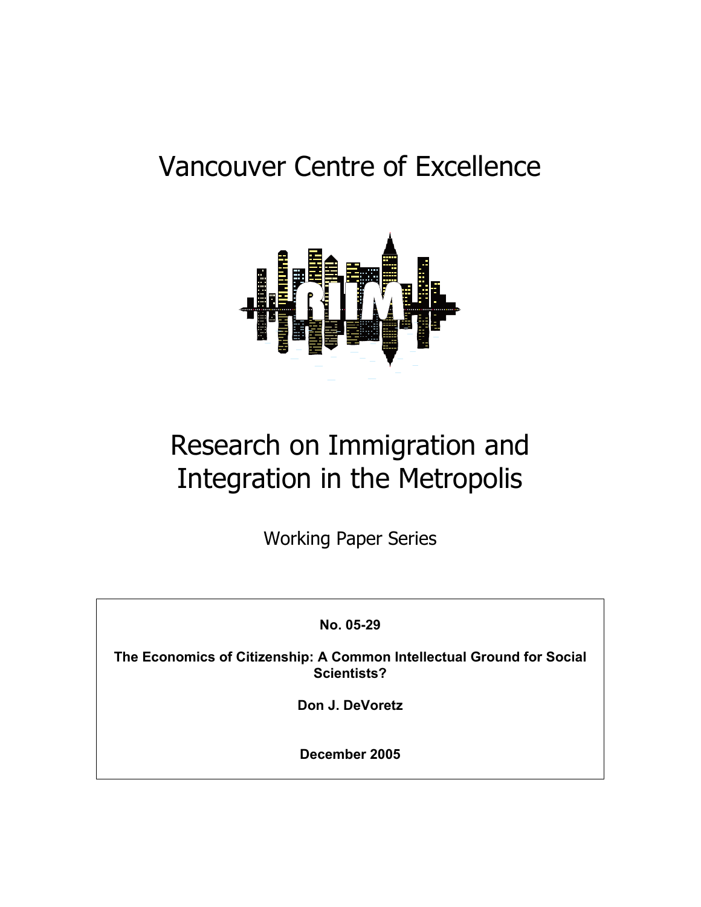# Vancouver Centre of Excellence

# Research on Immigration and Integration in the Metropolis

Working Paper Series

**No. 05-29**

**The Economics of Citizenship: A Common Intellectual Ground for Social Scientists?**

**Don J. DeVoretz**

**December 2005**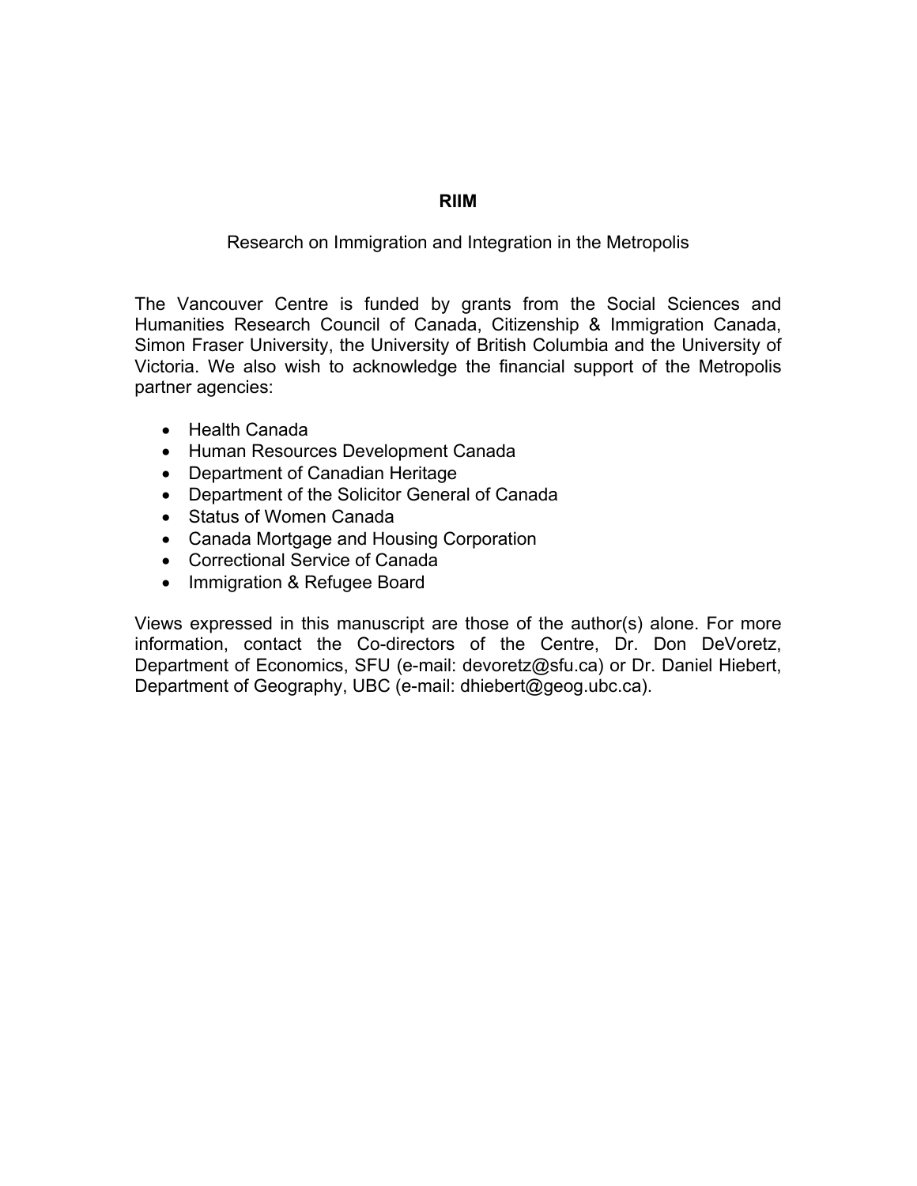**RIIM**

Research on Immigration and Integration in the Metropolis

The Vancouver Centre is funded by grants from the Social Sciences and Humanities Research Council of Canada, Citizenship & Immigration Canada, Simon Fraser University, the University of British Columbia and the University of Victoria. We also wish to acknowledge the financial support of the Metropolis partner agencies:

- Health Canada
- Human Resources Development Canada
- Department of Canadian Heritage
- Department of the Solicitor General of Canada
- Status of Women Canada
- Canada Mortgage and Housing Corporation
- Correctional Service of Canada
- Immigration & Refugee Board

Views expressed in this manuscript are those of the author(s) alone. For more information, contact the Co-directors of the Centre, Dr. Don DeVoretz, Department of Economics, SFU (e-mail: devoretz@sfu.ca) or Dr. Daniel Hiebert, Department of Geography, UBC (e-mail: dhiebert@geog.ubc.ca).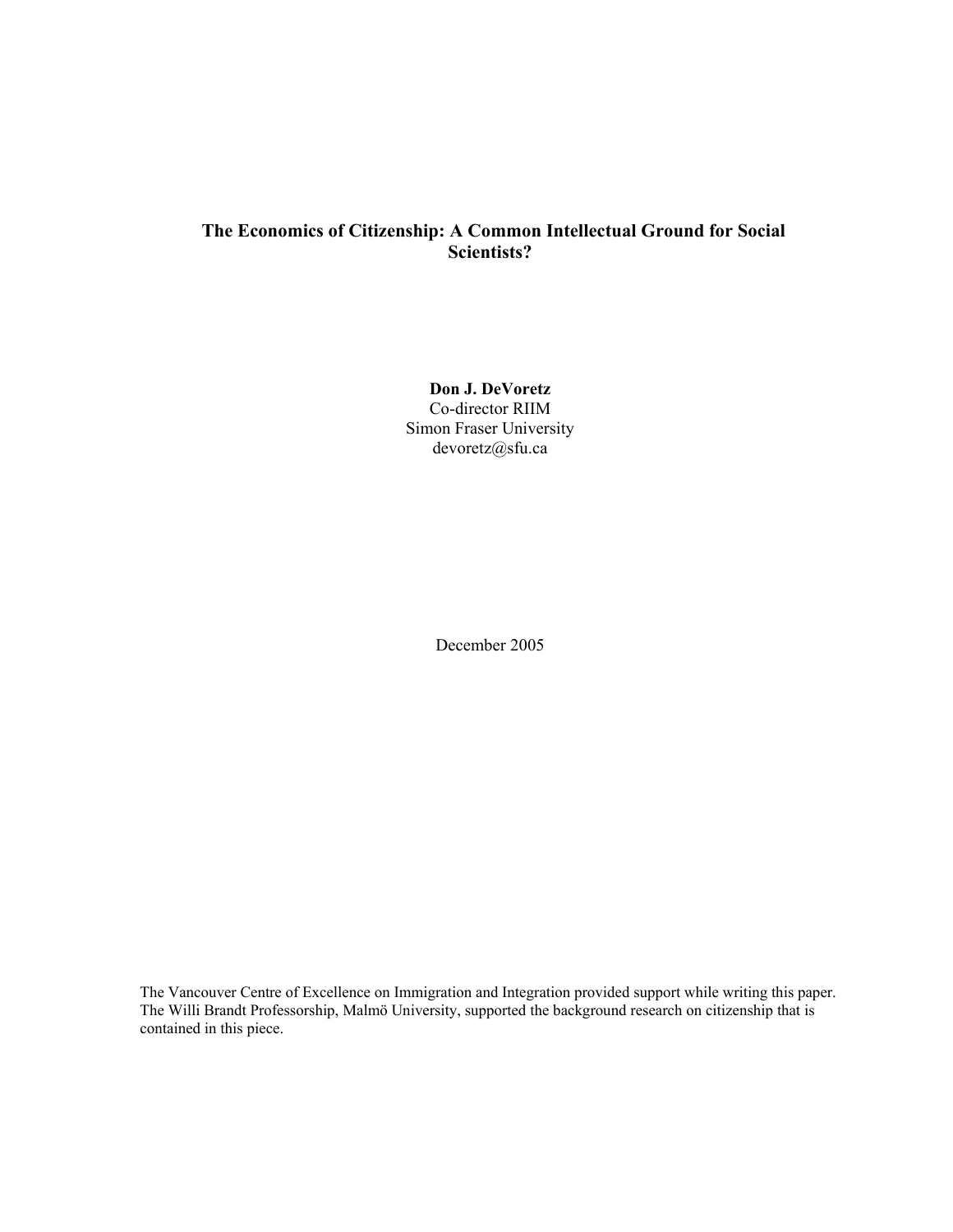# The Economics of Citizenship: A Common Intellectual Ground for Social Scientists?

**Don J. DeVoretz**
Co-director RIIM
Simon Fraser University
devoretz@sfu.ca

December 2005

The Vancouver Centre of Excellence on Immigration and Integration provided support while writing this paper. The Willi Brandt Professorship, Malmö University, supported the background research on citizenship that is contained in this piece.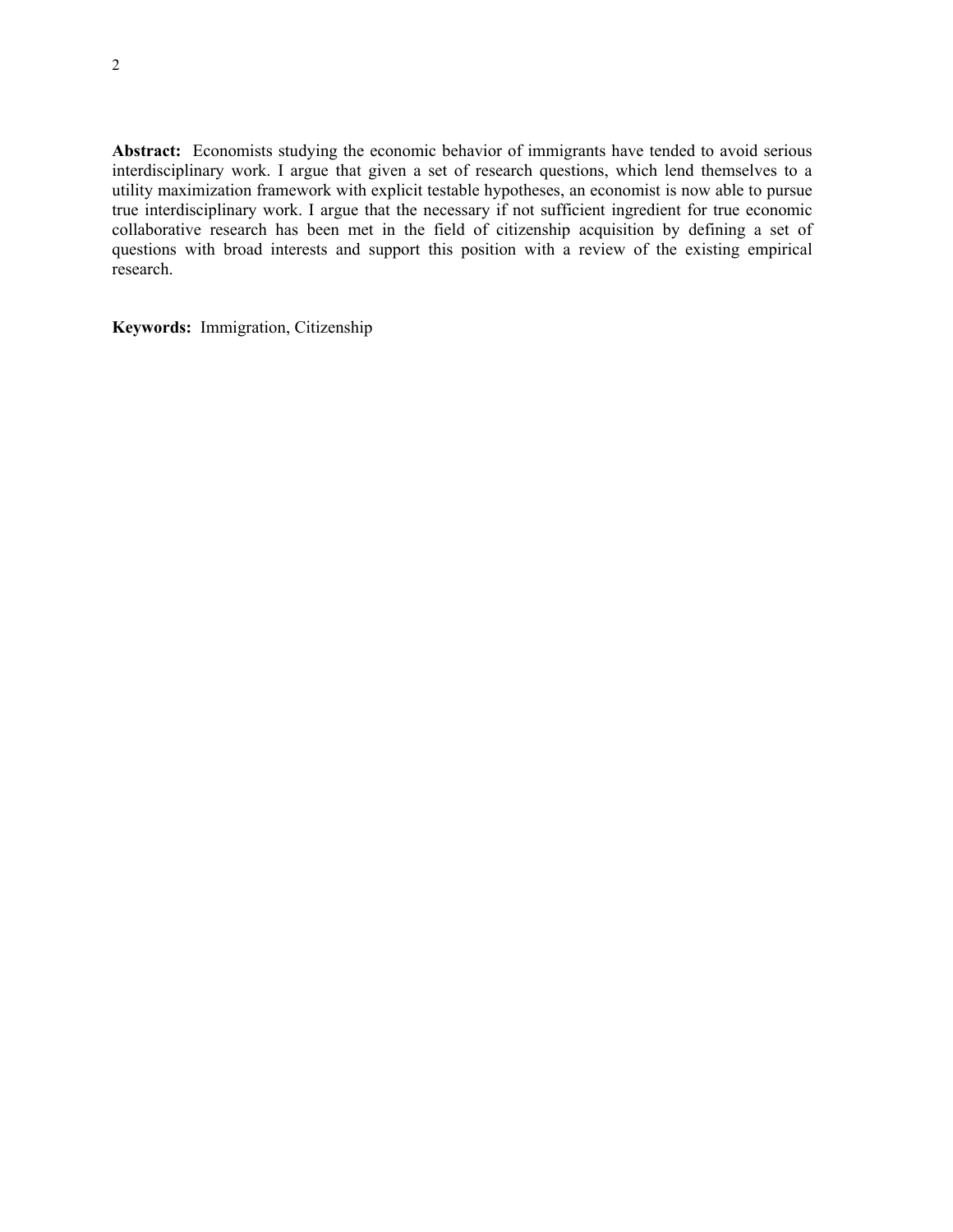**Abstract:** Economists studying the economic behavior of immigrants have tended to avoid serious interdisciplinary work. I argue that given a set of research questions, which lend themselves to a utility maximization framework with explicit testable hypotheses, an economist is now able to pursue true interdisciplinary work. I argue that the necessary if not sufficient ingredient for true economic collaborative research has been met in the field of citizenship acquisition by defining a set of questions with broad interests and support this position with a review of the existing empirical research.

**Keywords:** Immigration, Citizenship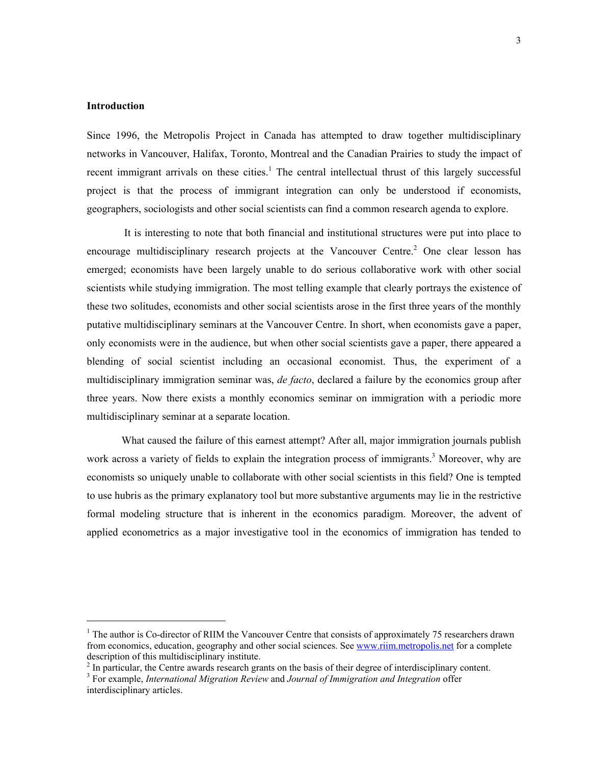**Introduction**

Since 1996, the Metropolis Project in Canada has attempted to draw together multidisciplinary networks in Vancouver, Halifax, Toronto, Montreal and the Canadian Prairies to study the impact of recent immigrant arrivals on these cities.[1] The central intellectual thrust of this largely successful project is that the process of immigrant integration can only be understood if economists, geographers, sociologists and other social scientists can find a common research agenda to explore.

It is interesting to note that both financial and institutional structures were put into place to encourage multidisciplinary research projects at the Vancouver Centre.[2] One clear lesson has emerged; economists have been largely unable to do serious collaborative work with other social scientists while studying immigration. The most telling example that clearly portrays the existence of these two solitudes, economists and other social scientists arose in the first three years of the monthly putative multidisciplinary seminars at the Vancouver Centre. In short, when economists gave a paper, only economists were in the audience, but when other social scientists gave a paper, there appeared a blending of social scientist including an occasional economist. Thus, the experiment of a multidisciplinary immigration seminar was, *de facto*, declared a failure by the economics group after three years. Now there exists a monthly economics seminar on immigration with a periodic more multidisciplinary seminar at a separate location.

What caused the failure of this earnest attempt? After all, major immigration journals publish work across a variety of fields to explain the integration process of immigrants.[3] Moreover, why are economists so uniquely unable to collaborate with other social scientists in this field? One is tempted to use hubris as the primary explanatory tool but more substantive arguments may lie in the restrictive formal modeling structure that is inherent in the economics paradigm. Moreover, the advent of applied econometrics as a major investigative tool in the economics of immigration has tended to

---

[1] The author is Co-director of RIIM the Vancouver Centre that consists of approximately 75 researchers drawn from economics, education, geography and other social sciences. See www.riim.metropolis.net for a complete description of this multidisciplinary institute.

[2] In particular, the Centre awards research grants on the basis of their degree of interdisciplinary content.

[3] For example, *International Migration Review* and *Journal of Immigration and Integration* offer interdisciplinary articles.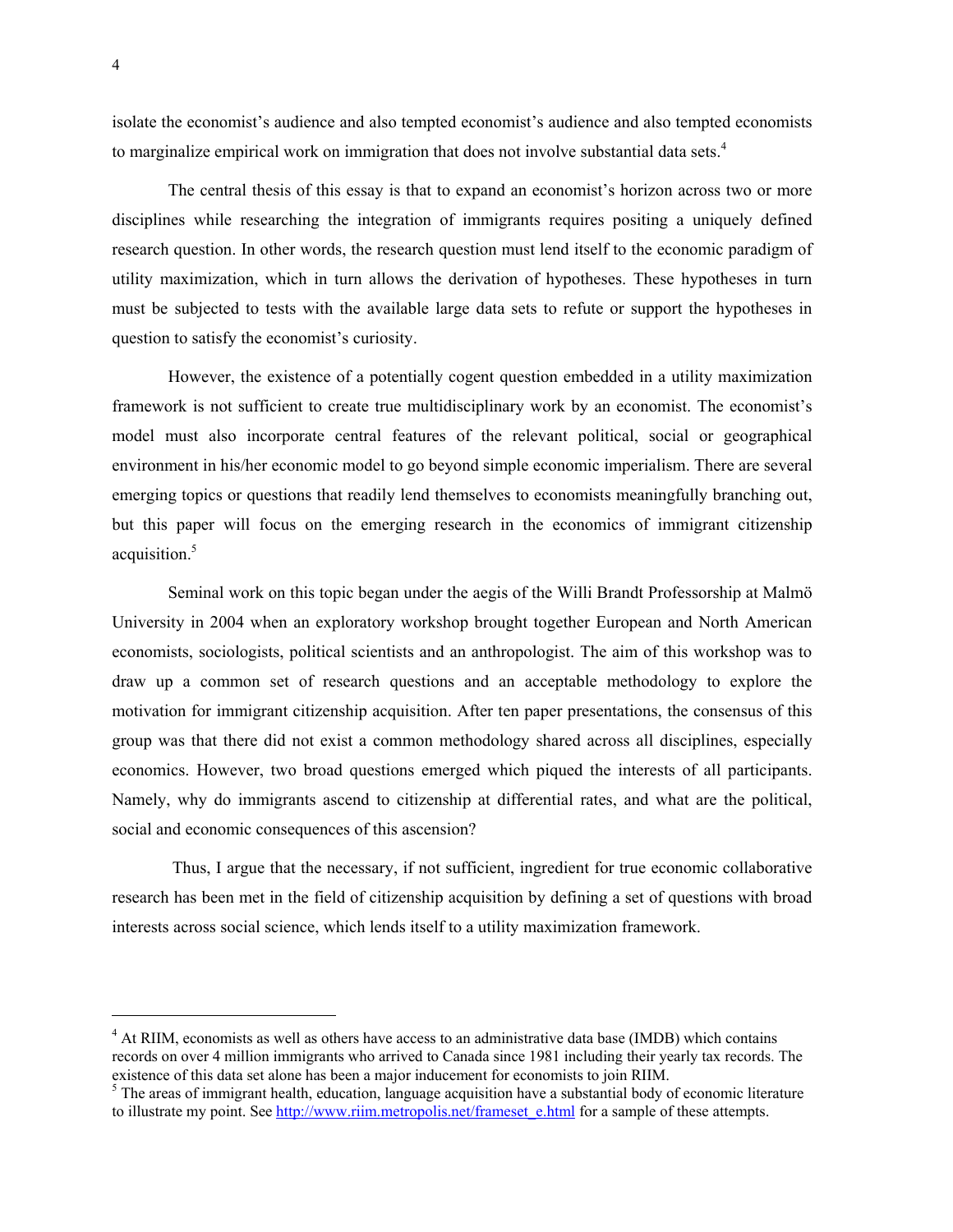isolate the economist's audience and also tempted economist's audience and also tempted economists to marginalize empirical work on immigration that does not involve substantial data sets.[4]

The central thesis of this essay is that to expand an economist's horizon across two or more disciplines while researching the integration of immigrants requires positing a uniquely defined research question. In other words, the research question must lend itself to the economic paradigm of utility maximization, which in turn allows the derivation of hypotheses. These hypotheses in turn must be subjected to tests with the available large data sets to refute or support the hypotheses in question to satisfy the economist's curiosity.

However, the existence of a potentially cogent question embedded in a utility maximization framework is not sufficient to create true multidisciplinary work by an economist. The economist's model must also incorporate central features of the relevant political, social or geographical environment in his/her economic model to go beyond simple economic imperialism. There are several emerging topics or questions that readily lend themselves to economists meaningfully branching out, but this paper will focus on the emerging research in the economics of immigrant citizenship acquisition.[5]

Seminal work on this topic began under the aegis of the Willi Brandt Professorship at Malmö University in 2004 when an exploratory workshop brought together European and North American economists, sociologists, political scientists and an anthropologist. The aim of this workshop was to draw up a common set of research questions and an acceptable methodology to explore the motivation for immigrant citizenship acquisition. After ten paper presentations, the consensus of this group was that there did not exist a common methodology shared across all disciplines, especially economics. However, two broad questions emerged which piqued the interests of all participants. Namely, why do immigrants ascend to citizenship at differential rates, and what are the political, social and economic consequences of this ascension?

Thus, I argue that the necessary, if not sufficient, ingredient for true economic collaborative research has been met in the field of citizenship acquisition by defining a set of questions with broad interests across social science, which lends itself to a utility maximization framework.

---

[4] At RIIM, economists as well as others have access to an administrative data base (IMDB) which contains records on over 4 million immigrants who arrived to Canada since 1981 including their yearly tax records. The existence of this data set alone has been a major inducement for economists to join RIIM.

[5] The areas of immigrant health, education, language acquisition have a substantial body of economic literature to illustrate my point. See http://www.riim.metropolis.net/frameset_e.html for a sample of these attempts.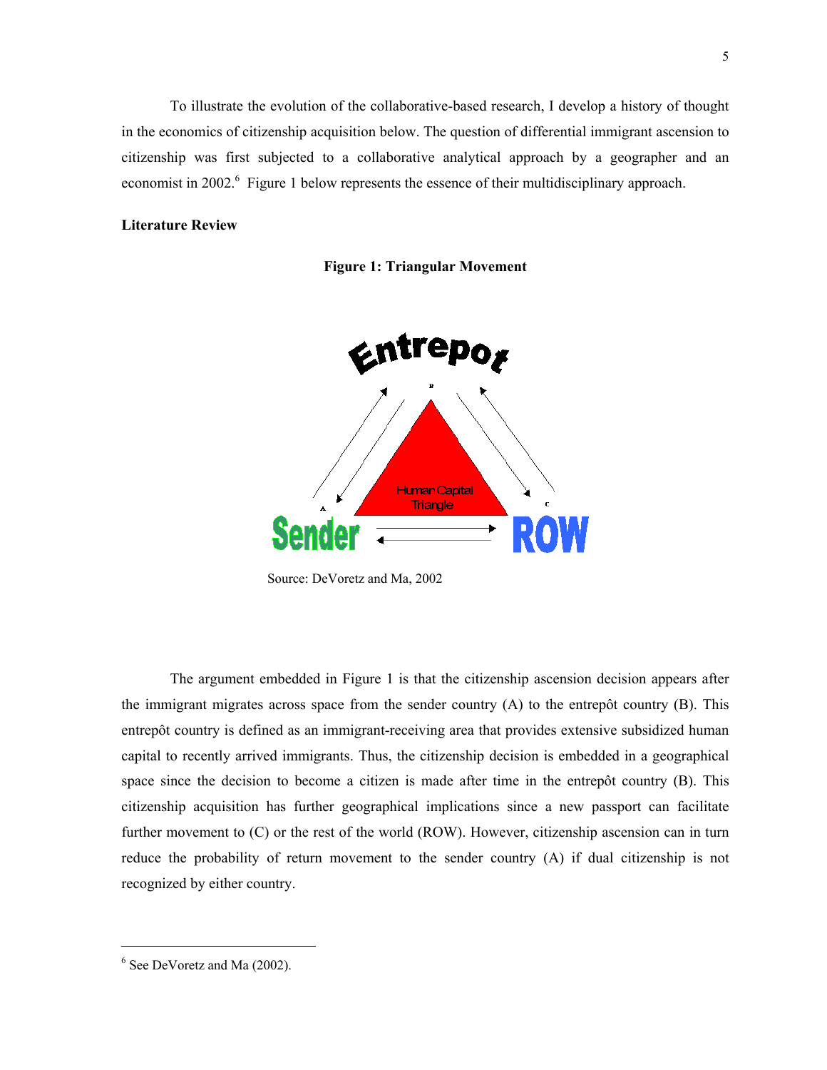To illustrate the evolution of the collaborative-based research, I develop a history of thought in the economics of citizenship acquisition below. The question of differential immigrant ascension to citizenship was first subjected to a collaborative analytical approach by a geographer and an economist in 2002.[6] Figure 1 below represents the essence of their multidisciplinary approach.

**Literature Review**

**Figure 1: Triangular Movement**

Source: DeVoretz and Ma, 2002

The argument embedded in Figure 1 is that the citizenship ascension decision appears after the immigrant migrates across space from the sender country (A) to the entrepôt country (B). This entrepôt country is defined as an immigrant-receiving area that provides extensive subsidized human capital to recently arrived immigrants. Thus, the citizenship decision is embedded in a geographical space since the decision to become a citizen is made after time in the entrepôt country (B). This citizenship acquisition has further geographical implications since a new passport can facilitate further movement to (C) or the rest of the world (ROW). However, citizenship ascension can in turn reduce the probability of return movement to the sender country (A) if dual citizenship is not recognized by either country.

[6] See DeVoretz and Ma (2002).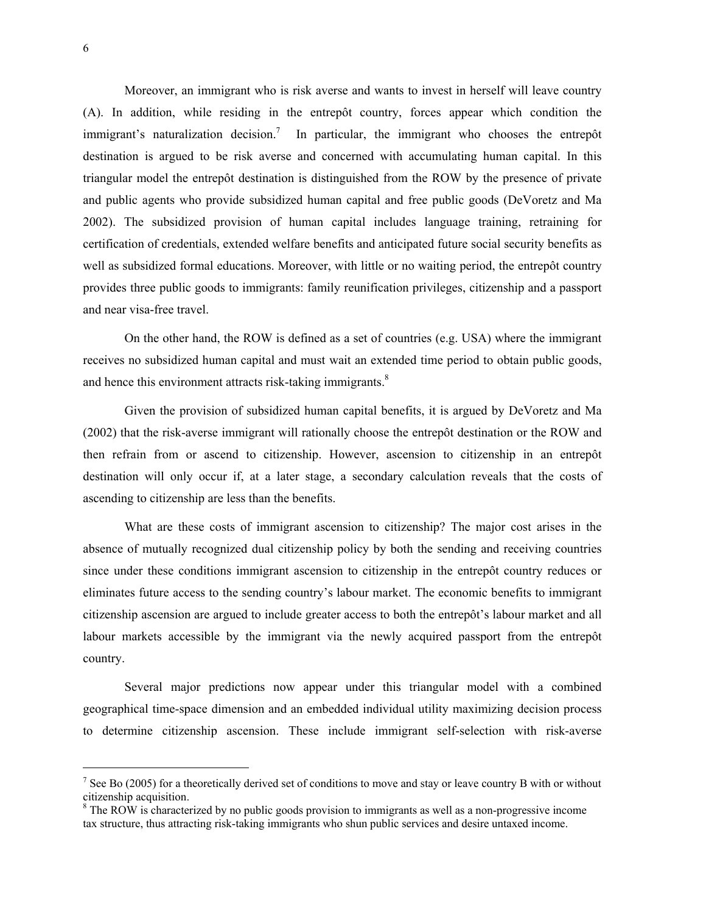Moreover, an immigrant who is risk averse and wants to invest in herself will leave country (A). In addition, while residing in the entrepôt country, forces appear which condition the immigrant's naturalization decision.[7] In particular, the immigrant who chooses the entrepôt destination is argued to be risk averse and concerned with accumulating human capital. In this triangular model the entrepôt destination is distinguished from the ROW by the presence of private and public agents who provide subsidized human capital and free public goods (DeVoretz and Ma 2002). The subsidized provision of human capital includes language training, retraining for certification of credentials, extended welfare benefits and anticipated future social security benefits as well as subsidized formal educations. Moreover, with little or no waiting period, the entrepôt country provides three public goods to immigrants: family reunification privileges, citizenship and a passport and near visa-free travel.

On the other hand, the ROW is defined as a set of countries (e.g. USA) where the immigrant receives no subsidized human capital and must wait an extended time period to obtain public goods, and hence this environment attracts risk-taking immigrants.[8]

Given the provision of subsidized human capital benefits, it is argued by DeVoretz and Ma (2002) that the risk-averse immigrant will rationally choose the entrepôt destination or the ROW and then refrain from or ascend to citizenship. However, ascension to citizenship in an entrepôt destination will only occur if, at a later stage, a secondary calculation reveals that the costs of ascending to citizenship are less than the benefits.

What are these costs of immigrant ascension to citizenship? The major cost arises in the absence of mutually recognized dual citizenship policy by both the sending and receiving countries since under these conditions immigrant ascension to citizenship in the entrepôt country reduces or eliminates future access to the sending country's labour market. The economic benefits to immigrant citizenship ascension are argued to include greater access to both the entrepôt's labour market and all labour markets accessible by the immigrant via the newly acquired passport from the entrepôt country.

Several major predictions now appear under this triangular model with a combined geographical time-space dimension and an embedded individual utility maximizing decision process to determine citizenship ascension. These include immigrant self-selection with risk-averse

---

[7] See Bo (2005) for a theoretically derived set of conditions to move and stay or leave country B with or without citizenship acquisition.

[8] The ROW is characterized by no public goods provision to immigrants as well as a non-progressive income tax structure, thus attracting risk-taking immigrants who shun public services and desire untaxed income.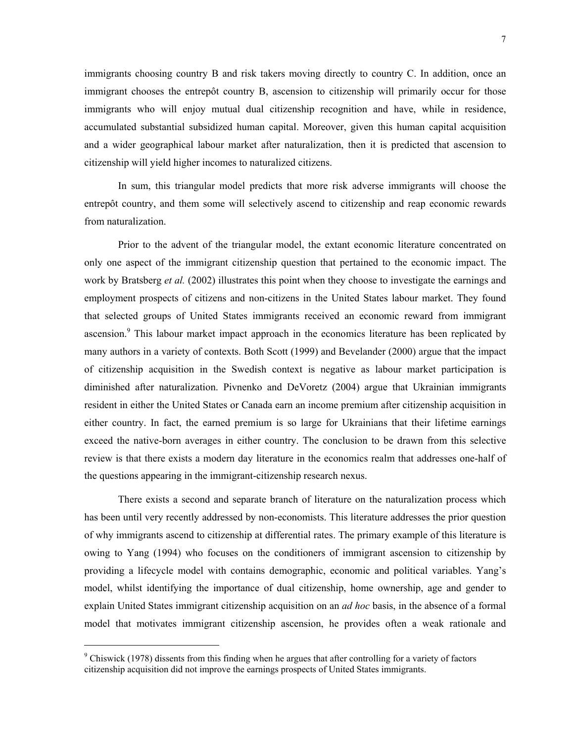immigrants choosing country B and risk takers moving directly to country C. In addition, once an immigrant chooses the entrepôt country B, ascension to citizenship will primarily occur for those immigrants who will enjoy mutual dual citizenship recognition and have, while in residence, accumulated substantial subsidized human capital. Moreover, given this human capital acquisition and a wider geographical labour market after naturalization, then it is predicted that ascension to citizenship will yield higher incomes to naturalized citizens.

In sum, this triangular model predicts that more risk adverse immigrants will choose the entrepôt country, and them some will selectively ascend to citizenship and reap economic rewards from naturalization.

Prior to the advent of the triangular model, the extant economic literature concentrated on only one aspect of the immigrant citizenship question that pertained to the economic impact. The work by Bratsberg *et al.* (2002) illustrates this point when they choose to investigate the earnings and employment prospects of citizens and non-citizens in the United States labour market. They found that selected groups of United States immigrants received an economic reward from immigrant ascension.[9] This labour market impact approach in the economics literature has been replicated by many authors in a variety of contexts. Both Scott (1999) and Bevelander (2000) argue that the impact of citizenship acquisition in the Swedish context is negative as labour market participation is diminished after naturalization. Pivnenko and DeVoretz (2004) argue that Ukrainian immigrants resident in either the United States or Canada earn an income premium after citizenship acquisition in either country. In fact, the earned premium is so large for Ukrainians that their lifetime earnings exceed the native-born averages in either country. The conclusion to be drawn from this selective review is that there exists a modern day literature in the economics realm that addresses one-half of the questions appearing in the immigrant-citizenship research nexus.

There exists a second and separate branch of literature on the naturalization process which has been until very recently addressed by non-economists. This literature addresses the prior question of why immigrants ascend to citizenship at differential rates. The primary example of this literature is owing to Yang (1994) who focuses on the conditioners of immigrant ascension to citizenship by providing a lifecycle model with contains demographic, economic and political variables. Yang's model, whilst identifying the importance of dual citizenship, home ownership, age and gender to explain United States immigrant citizenship acquisition on an *ad hoc* basis, in the absence of a formal model that motivates immigrant citizenship ascension, he provides often a weak rationale and

[9] Chiswick (1978) dissents from this finding when he argues that after controlling for a variety of factors citizenship acquisition did not improve the earnings prospects of United States immigrants.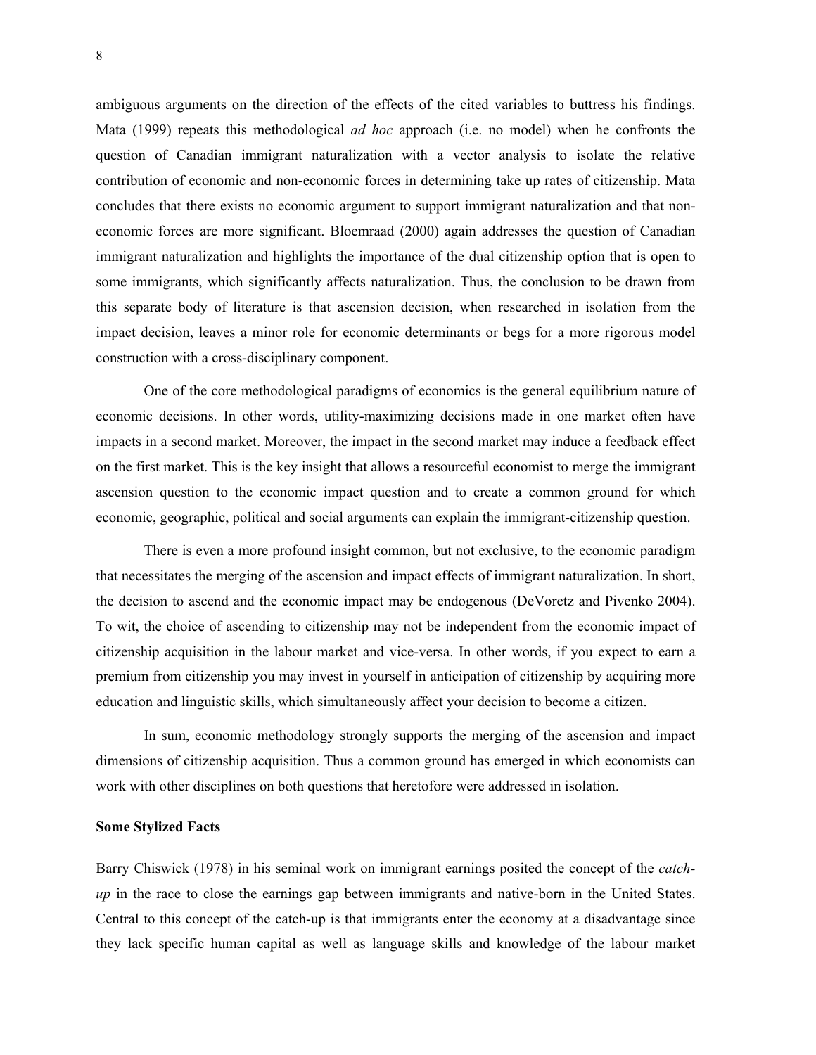ambiguous arguments on the direction of the effects of the cited variables to buttress his findings. Mata (1999) repeats this methodological *ad hoc* approach (i.e. no model) when he confronts the question of Canadian immigrant naturalization with a vector analysis to isolate the relative contribution of economic and non-economic forces in determining take up rates of citizenship. Mata concludes that there exists no economic argument to support immigrant naturalization and that non-economic forces are more significant. Bloemraad (2000) again addresses the question of Canadian immigrant naturalization and highlights the importance of the dual citizenship option that is open to some immigrants, which significantly affects naturalization. Thus, the conclusion to be drawn from this separate body of literature is that ascension decision, when researched in isolation from the impact decision, leaves a minor role for economic determinants or begs for a more rigorous model construction with a cross-disciplinary component.

One of the core methodological paradigms of economics is the general equilibrium nature of economic decisions. In other words, utility-maximizing decisions made in one market often have impacts in a second market. Moreover, the impact in the second market may induce a feedback effect on the first market. This is the key insight that allows a resourceful economist to merge the immigrant ascension question to the economic impact question and to create a common ground for which economic, geographic, political and social arguments can explain the immigrant-citizenship question.

There is even a more profound insight common, but not exclusive, to the economic paradigm that necessitates the merging of the ascension and impact effects of immigrant naturalization. In short, the decision to ascend and the economic impact may be endogenous (DeVoretz and Pivenko 2004). To wit, the choice of ascending to citizenship may not be independent from the economic impact of citizenship acquisition in the labour market and vice-versa. In other words, if you expect to earn a premium from citizenship you may invest in yourself in anticipation of citizenship by acquiring more education and linguistic skills, which simultaneously affect your decision to become a citizen.

In sum, economic methodology strongly supports the merging of the ascension and impact dimensions of citizenship acquisition. Thus a common ground has emerged in which economists can work with other disciplines on both questions that heretofore were addressed in isolation.

**Some Stylized Facts**

Barry Chiswick (1978) in his seminal work on immigrant earnings posited the concept of the *catch-up* in the race to close the earnings gap between immigrants and native-born in the United States. Central to this concept of the catch-up is that immigrants enter the economy at a disadvantage since they lack specific human capital as well as language skills and knowledge of the labour market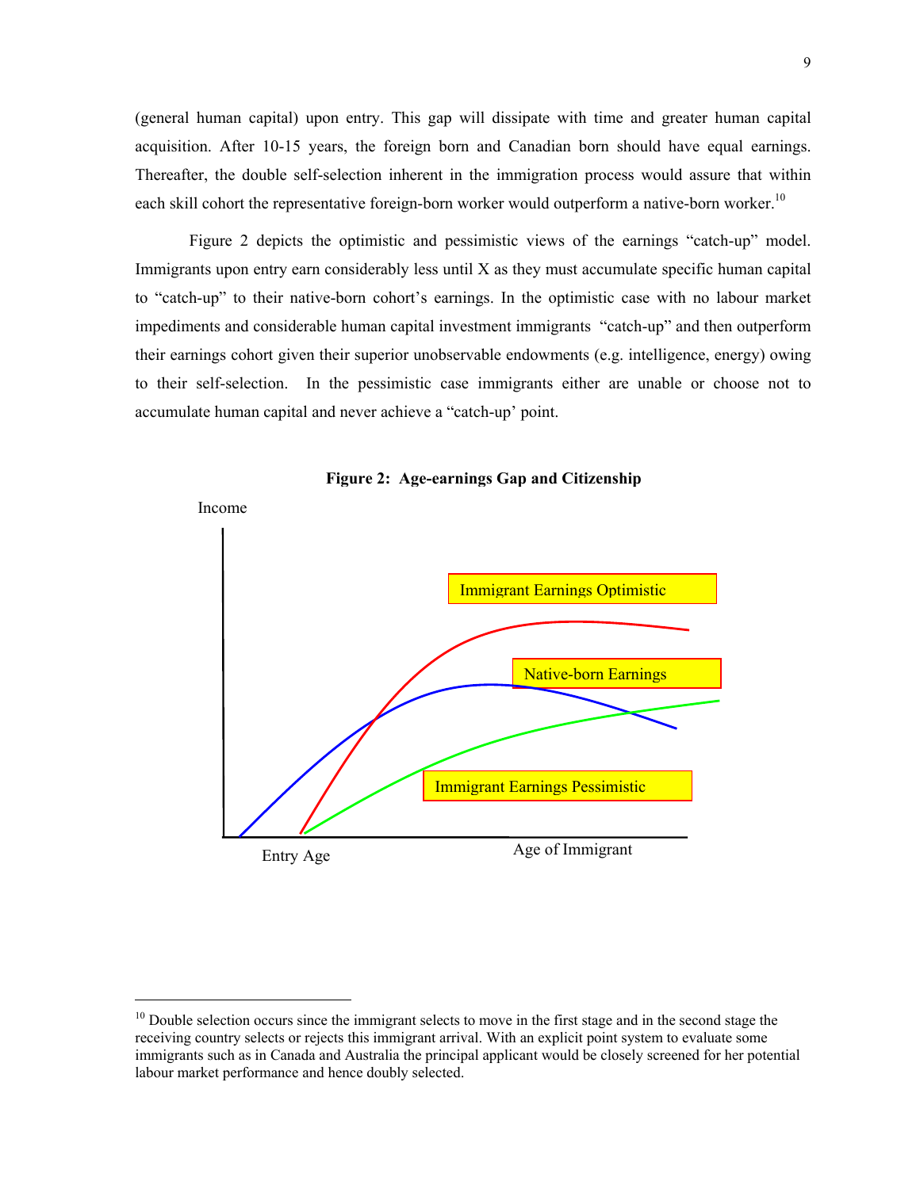(general human capital) upon entry. This gap will dissipate with time and greater human capital acquisition. After 10-15 years, the foreign born and Canadian born should have equal earnings. Thereafter, the double self-selection inherent in the immigration process would assure that within each skill cohort the representative foreign-born worker would outperform a native-born worker.[10]

Figure 2 depicts the optimistic and pessimistic views of the earnings "catch-up" model. Immigrants upon entry earn considerably less until X as they must accumulate specific human capital to "catch-up" to their native-born cohort's earnings. In the optimistic case with no labour market impediments and considerable human capital investment immigrants "catch-up" and then outperform their earnings cohort given their superior unobservable endowments (e.g. intelligence, energy) owing to their self-selection. In the pessimistic case immigrants either are unable or choose not to accumulate human capital and never achieve a "catch-up' point.

**Figure 2: Age-earnings Gap and Citizenship**

Income

Immigrant Earnings Optimistic

Native-born Earnings

Immigrant Earnings Pessimistic

Entry Age

Age of Immigrant

---

[10] Double selection occurs since the immigrant selects to move in the first stage and in the second stage the receiving country selects or rejects this immigrant arrival. With an explicit point system to evaluate some immigrants such as in Canada and Australia the principal applicant would be closely screened for her potential labour market performance and hence doubly selected.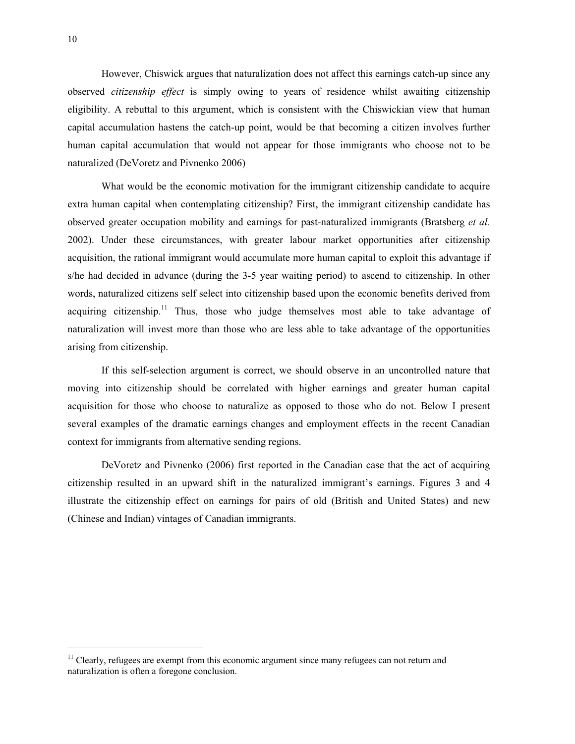However, Chiswick argues that naturalization does not affect this earnings catch-up since any observed *citizenship effect* is simply owing to years of residence whilst awaiting citizenship eligibility. A rebuttal to this argument, which is consistent with the Chiswickian view that human capital accumulation hastens the catch-up point, would be that becoming a citizen involves further human capital accumulation that would not appear for those immigrants who choose not to be naturalized (DeVoretz and Pivnenko 2006)

What would be the economic motivation for the immigrant citizenship candidate to acquire extra human capital when contemplating citizenship? First, the immigrant citizenship candidate has observed greater occupation mobility and earnings for past-naturalized immigrants (Bratsberg *et al.* 2002). Under these circumstances, with greater labour market opportunities after citizenship acquisition, the rational immigrant would accumulate more human capital to exploit this advantage if s/he had decided in advance (during the 3-5 year waiting period) to ascend to citizenship. In other words, naturalized citizens self select into citizenship based upon the economic benefits derived from acquiring citizenship.[11] Thus, those who judge themselves most able to take advantage of naturalization will invest more than those who are less able to take advantage of the opportunities arising from citizenship.

If this self-selection argument is correct, we should observe in an uncontrolled nature that moving into citizenship should be correlated with higher earnings and greater human capital acquisition for those who choose to naturalize as opposed to those who do not. Below I present several examples of the dramatic earnings changes and employment effects in the recent Canadian context for immigrants from alternative sending regions.

DeVoretz and Pivnenko (2006) first reported in the Canadian case that the act of acquiring citizenship resulted in an upward shift in the naturalized immigrant's earnings. Figures 3 and 4 illustrate the citizenship effect on earnings for pairs of old (British and United States) and new (Chinese and Indian) vintages of Canadian immigrants.

---

[11] Clearly, refugees are exempt from this economic argument since many refugees can not return and naturalization is often a foregone conclusion.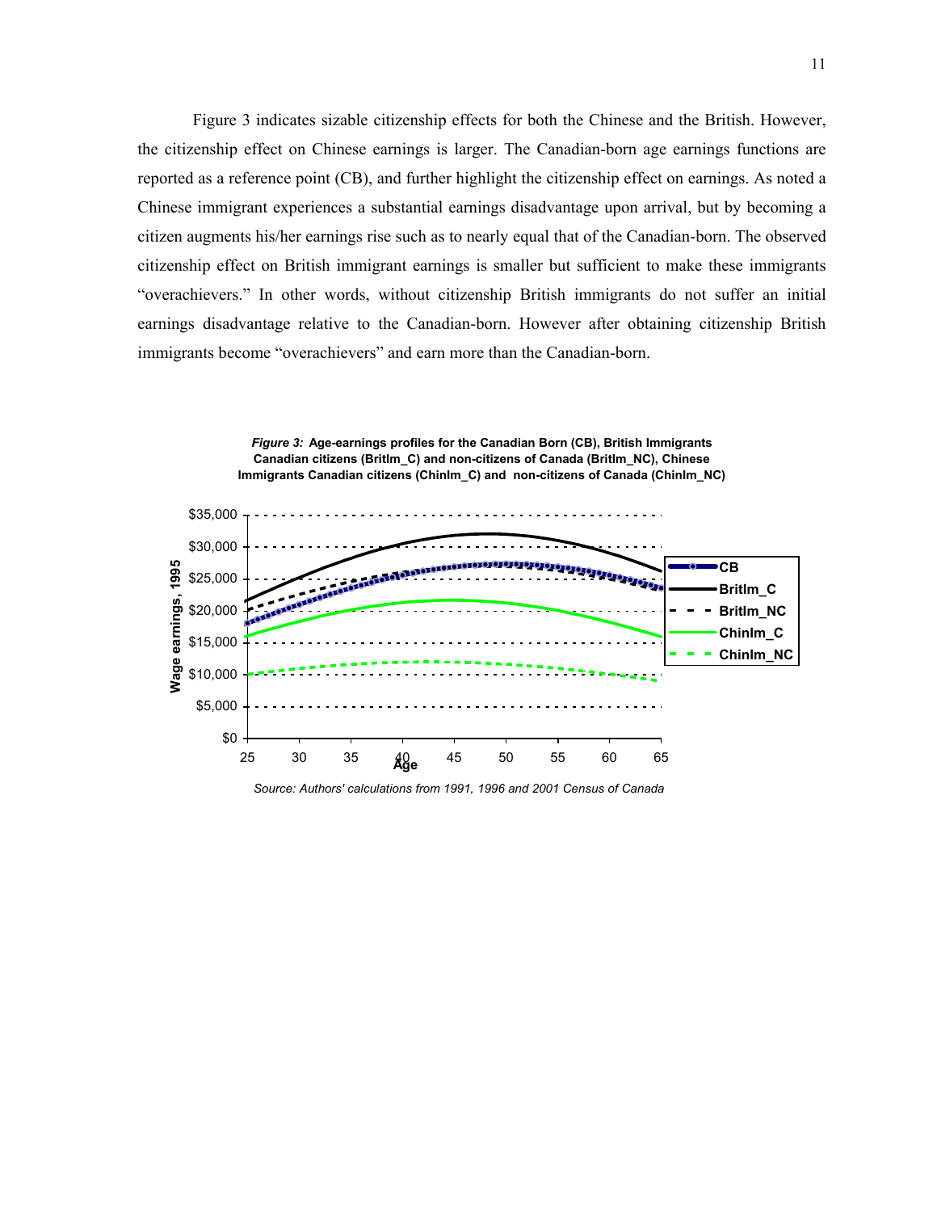Figure 3 indicates sizable citizenship effects for both the Chinese and the British. However, the citizenship effect on Chinese earnings is larger. The Canadian-born age earnings functions are reported as a reference point (CB), and further highlight the citizenship effect on earnings. As noted a Chinese immigrant experiences a substantial earnings disadvantage upon arrival, but by becoming a citizen augments his/her earnings rise such as to nearly equal that of the Canadian-born. The observed citizenship effect on British immigrant earnings is smaller but sufficient to make these immigrants "overachievers." In other words, without citizenship British immigrants do not suffer an initial earnings disadvantage relative to the Canadian-born. However after obtaining citizenship British immigrants become "overachievers" and earn more than the Canadian-born.

***Figure 3:*** **Age-earnings profiles for the Canadian Born (CB), British Immigrants Canadian citizens (BritIm_C) and non-citizens of Canada (BritIm_NC), Chinese Immigrants Canadian citizens (ChinIm_C) and non-citizens of Canada (ChinIm_NC)**

*Source: Authors' calculations from 1991, 1996 and 2001 Census of Canada*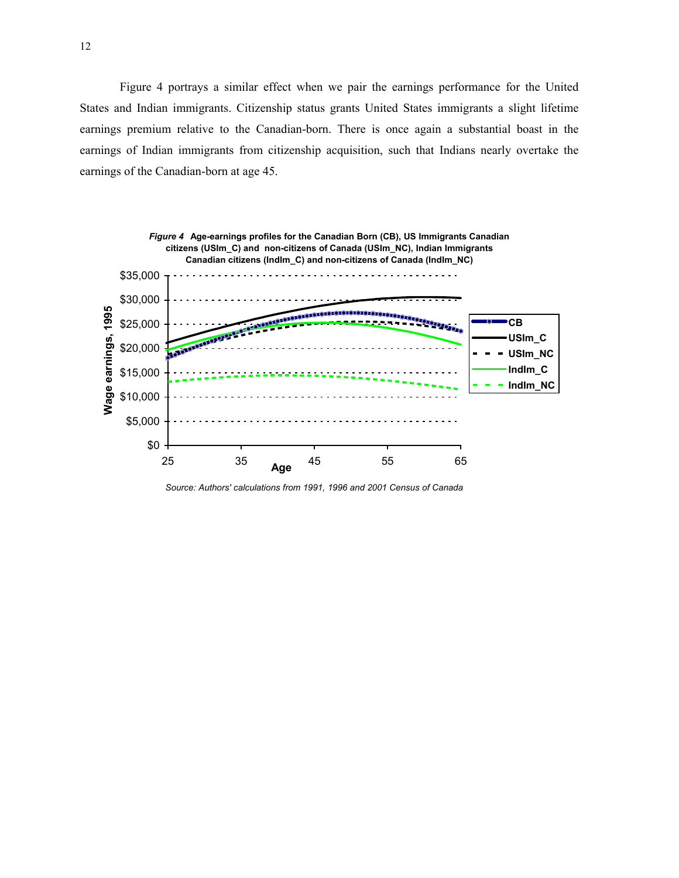Figure 4 portrays a similar effect when we pair the earnings performance for the United States and Indian immigrants. Citizenship status grants United States immigrants a slight lifetime earnings premium relative to the Canadian-born. There is once again a substantial boast in the earnings of Indian immigrants from citizenship acquisition, such that Indians nearly overtake the earnings of the Canadian-born at age 45.

***Figure 4*** **Age-earnings profiles for the Canadian Born (CB), US Immigrants Canadian citizens (USIm_C) and non-citizens of Canada (USIm_NC), Indian Immigrants Canadian citizens (IndIm_C) and non-citizens of Canada (IndIm_NC)**

*Source: Authors' calculations from 1991, 1996 and 2001 Census of Canada*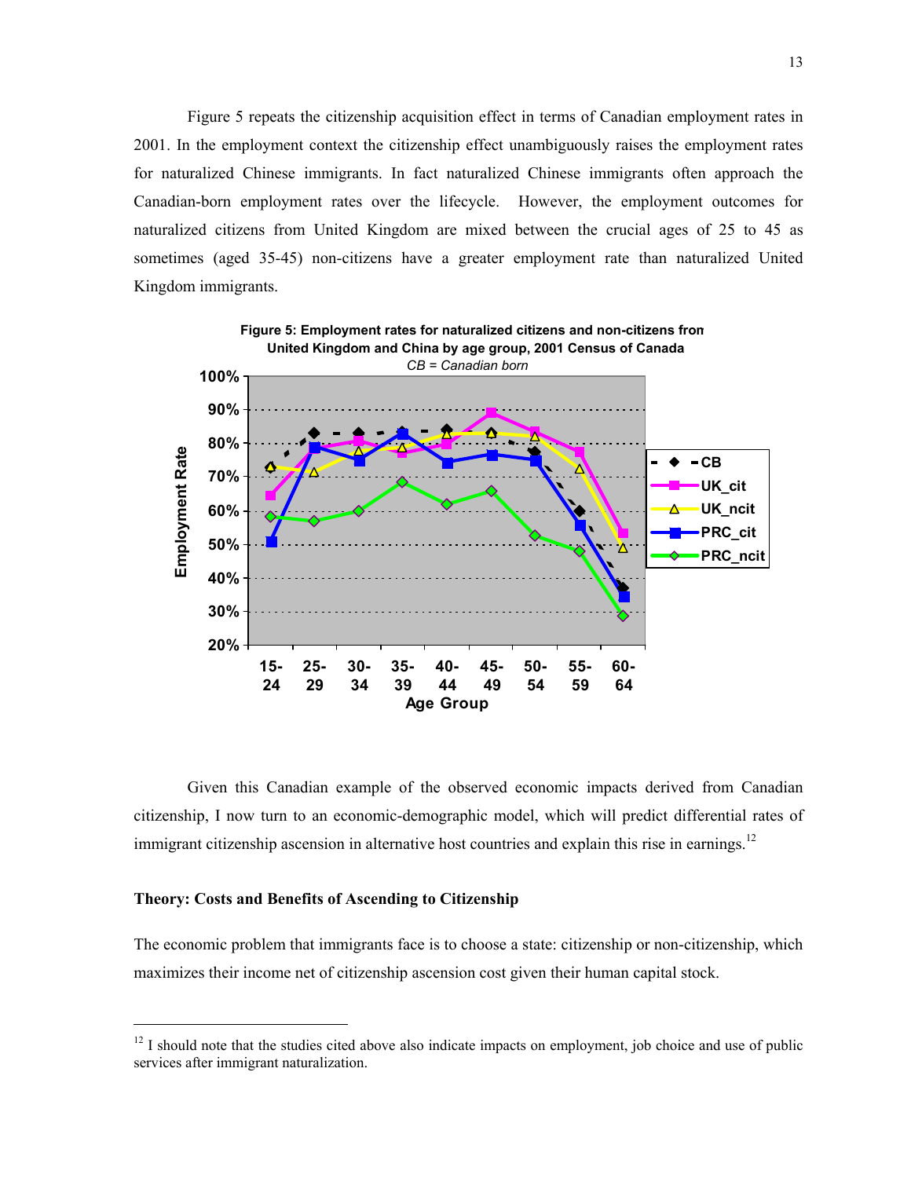Figure 5 repeats the citizenship acquisition effect in terms of Canadian employment rates in 2001. In the employment context the citizenship effect unambiguously raises the employment rates for naturalized Chinese immigrants. In fact naturalized Chinese immigrants often approach the Canadian-born employment rates over the lifecycle. However, the employment outcomes for naturalized citizens from United Kingdom are mixed between the crucial ages of 25 to 45 as sometimes (aged 35-45) non-citizens have a greater employment rate than naturalized United Kingdom immigrants.

**Figure 5: Employment rates for naturalized citizens and non-citizens from United Kingdom and China by age group, 2001 Census of Canada**

*CB = Canadian born*

Given this Canadian example of the observed economic impacts derived from Canadian citizenship, I now turn to an economic-demographic model, which will predict differential rates of immigrant citizenship ascension in alternative host countries and explain this rise in earnings.[12]

**Theory: Costs and Benefits of Ascending to Citizenship**

The economic problem that immigrants face is to choose a state: citizenship or non-citizenship, which maximizes their income net of citizenship ascension cost given their human capital stock.

---

[12] I should note that the studies cited above also indicate impacts on employment, job choice and use of public services after immigrant naturalization.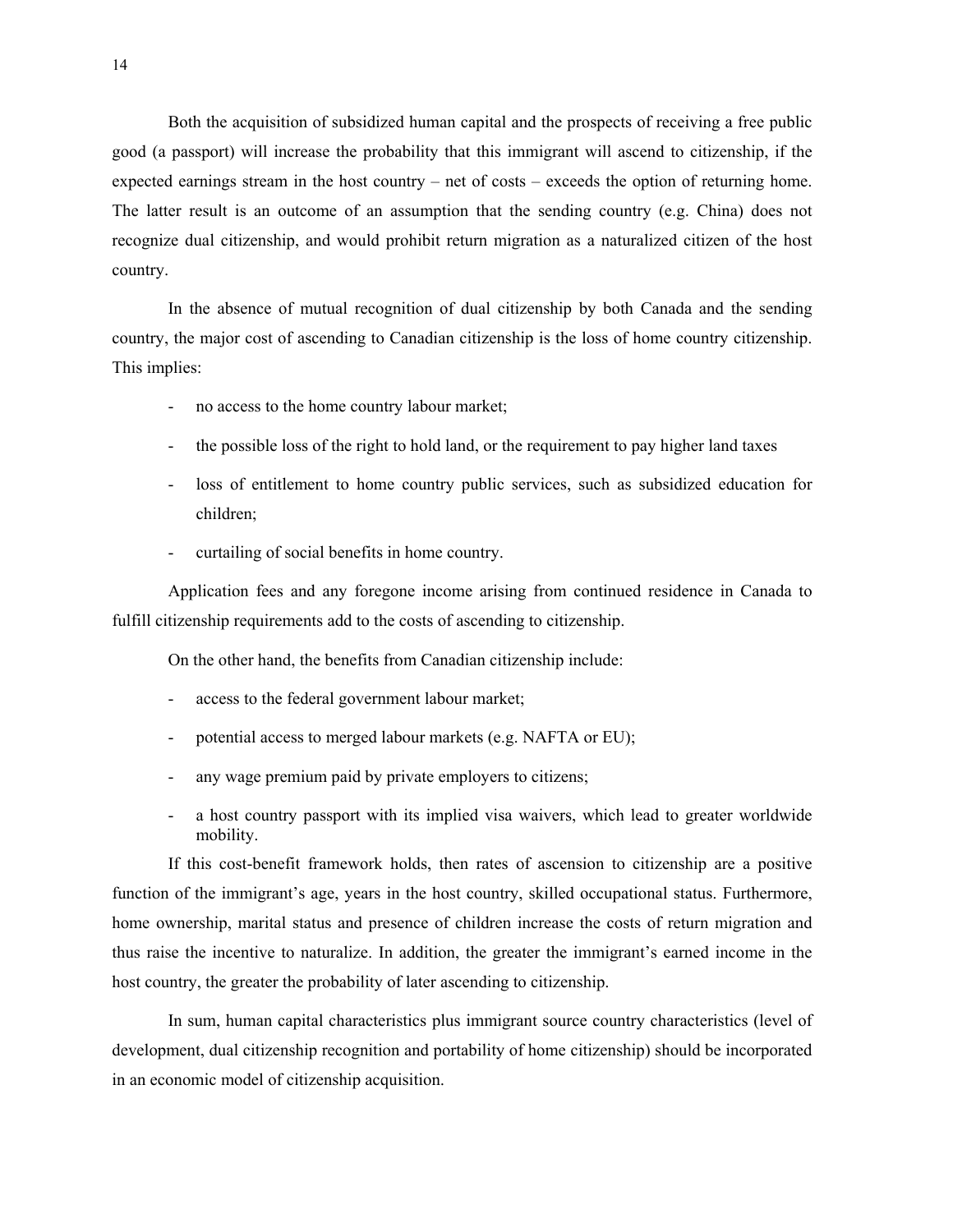Both the acquisition of subsidized human capital and the prospects of receiving a free public good (a passport) will increase the probability that this immigrant will ascend to citizenship, if the expected earnings stream in the host country – net of costs – exceeds the option of returning home. The latter result is an outcome of an assumption that the sending country (e.g. China) does not recognize dual citizenship, and would prohibit return migration as a naturalized citizen of the host country.

In the absence of mutual recognition of dual citizenship by both Canada and the sending country, the major cost of ascending to Canadian citizenship is the loss of home country citizenship. This implies:

- no access to the home country labour market;
- the possible loss of the right to hold land, or the requirement to pay higher land taxes
- loss of entitlement to home country public services, such as subsidized education for children;
- curtailing of social benefits in home country.

Application fees and any foregone income arising from continued residence in Canada to fulfill citizenship requirements add to the costs of ascending to citizenship.

On the other hand, the benefits from Canadian citizenship include:

- access to the federal government labour market;
- potential access to merged labour markets (e.g. NAFTA or EU);
- any wage premium paid by private employers to citizens;
- a host country passport with its implied visa waivers, which lead to greater worldwide mobility.

If this cost-benefit framework holds, then rates of ascension to citizenship are a positive function of the immigrant's age, years in the host country, skilled occupational status. Furthermore, home ownership, marital status and presence of children increase the costs of return migration and thus raise the incentive to naturalize. In addition, the greater the immigrant's earned income in the host country, the greater the probability of later ascending to citizenship.

In sum, human capital characteristics plus immigrant source country characteristics (level of development, dual citizenship recognition and portability of home citizenship) should be incorporated in an economic model of citizenship acquisition.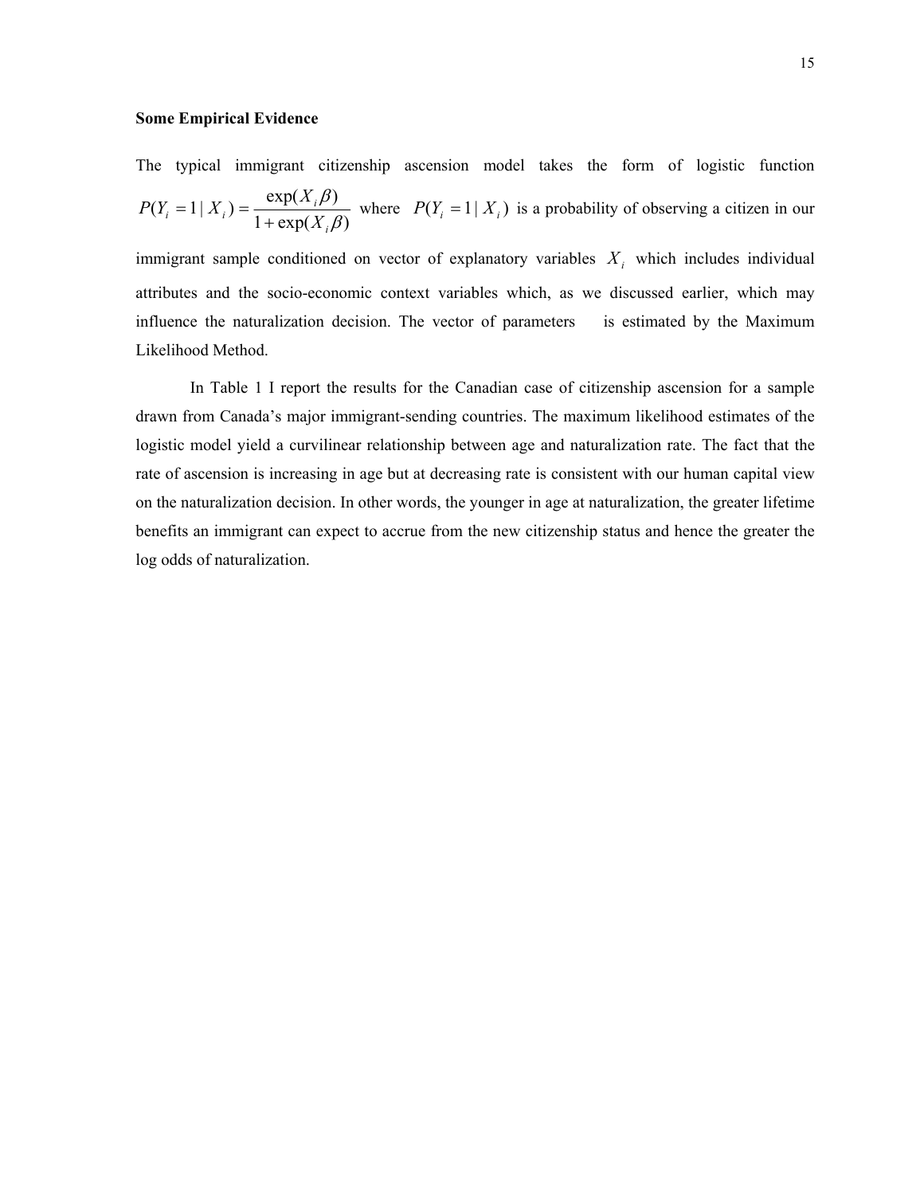**Some Empirical Evidence**

The typical immigrant citizenship ascension model takes the form of logistic function $P(Y_i = 1 | X_i) = \frac{\exp(X_i \beta)}{1 + \exp(X_i \beta)}$ where $P(Y_i = 1 | X_i)$ is a probability of observing a citizen in our immigrant sample conditioned on vector of explanatory variables $X_i$ which includes individual attributes and the socio-economic context variables which, as we discussed earlier, which may influence the naturalization decision. The vector of parameters is estimated by the Maximum Likelihood Method.

In Table 1 I report the results for the Canadian case of citizenship ascension for a sample drawn from Canada's major immigrant-sending countries. The maximum likelihood estimates of the logistic model yield a curvilinear relationship between age and naturalization rate. The fact that the rate of ascension is increasing in age but at decreasing rate is consistent with our human capital view on the naturalization decision. In other words, the younger in age at naturalization, the greater lifetime benefits an immigrant can expect to accrue from the new citizenship status and hence the greater the log odds of naturalization.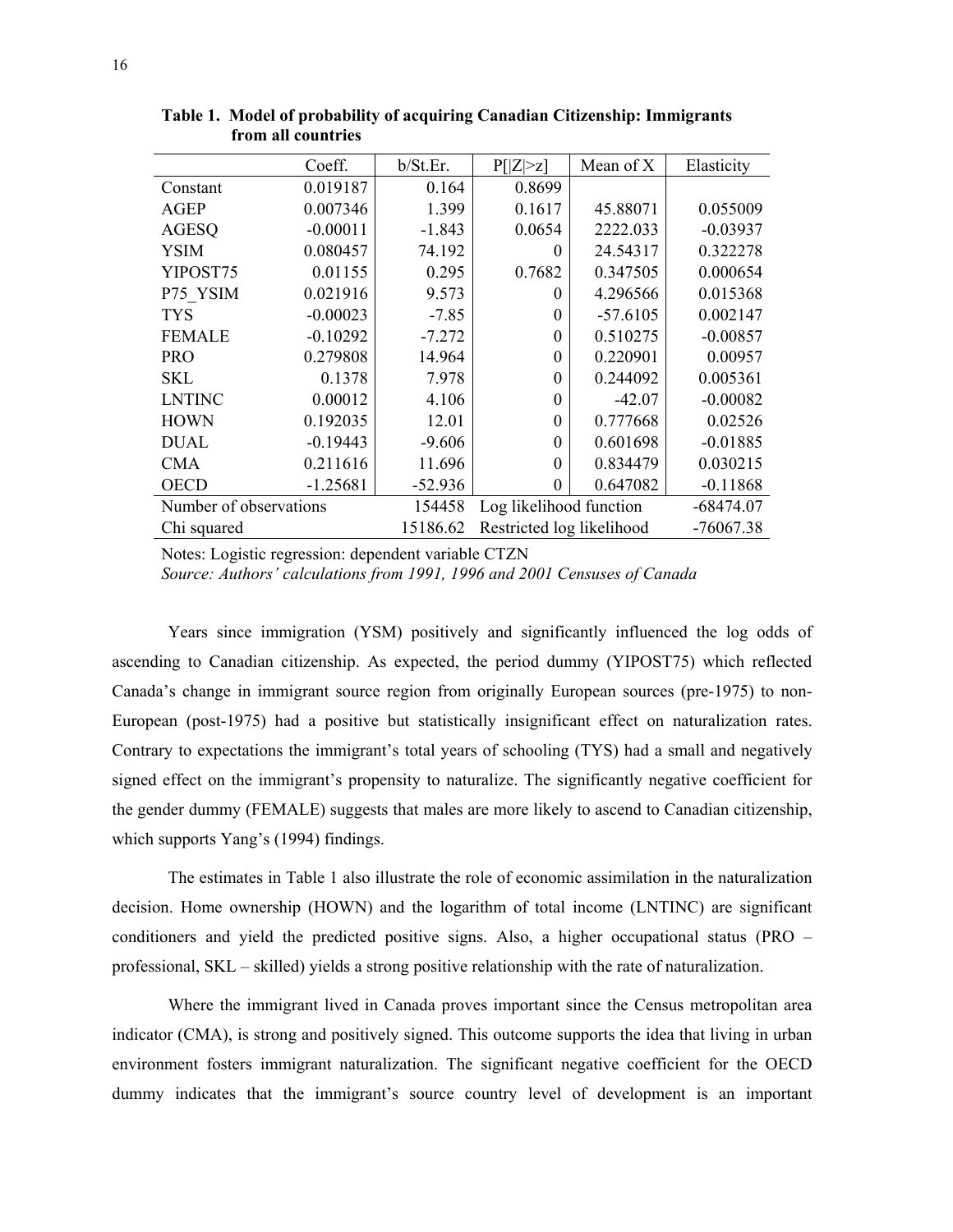**Table 1. Model of probability of acquiring Canadian Citizenship: Immigrants from all countries**

| | Coeff. | b/St.Er. | P[\|Z\|>z] | Mean of X | Elasticity |
|---|---|---|---|---|---|
| Constant | 0.019187 | 0.164 | 0.8699 | | |
| AGEP | 0.007346 | 1.399 | 0.1617 | 45.88071 | 0.055009 |
| AGESQ | -0.00011 | -1.843 | 0.0654 | 2222.033 | -0.03937 |
| YSIM | 0.080457 | 74.192 | 0 | 24.54317 | 0.322278 |
| YIPOST75 | 0.01155 | 0.295 | 0.7682 | 0.347505 | 0.000654 |
| P75_YSIM | 0.021916 | 9.573 | 0 | 4.296566 | 0.015368 |
| TYS | -0.00023 | -7.85 | 0 | -57.6105 | 0.002147 |
| FEMALE | -0.10292 | -7.272 | 0 | 0.510275 | -0.00857 |
| PRO | 0.279808 | 14.964 | 0 | 0.220901 | 0.00957 |
| SKL | 0.1378 | 7.978 | 0 | 0.244092 | 0.005361 |
| LNTINC | 0.00012 | 4.106 | 0 | -42.07 | -0.00082 |
| HOWN | 0.192035 | 12.01 | 0 | 0.777668 | 0.02526 |
| DUAL | -0.19443 | -9.606 | 0 | 0.601698 | -0.01885 |
| CMA | 0.211616 | 11.696 | 0 | 0.834479 | 0.030215 |
| OECD | -1.25681 | -52.936 | 0 | 0.647082 | -0.11868 |
| Number of observations | | 154458 | Log likelihood function | | -68474.07 |
| Chi squared | | 15186.62 | Restricted log likelihood | | -76067.38 |

Notes: Logistic regression: dependent variable CTZN

*Source: Authors' calculations from 1991, 1996 and 2001 Censuses of Canada*

Years since immigration (YSM) positively and significantly influenced the log odds of ascending to Canadian citizenship. As expected, the period dummy (YIPOST75) which reflected Canada's change in immigrant source region from originally European sources (pre-1975) to non-European (post-1975) had a positive but statistically insignificant effect on naturalization rates. Contrary to expectations the immigrant's total years of schooling (TYS) had a small and negatively signed effect on the immigrant's propensity to naturalize. The significantly negative coefficient for the gender dummy (FEMALE) suggests that males are more likely to ascend to Canadian citizenship, which supports Yang's (1994) findings.

The estimates in Table 1 also illustrate the role of economic assimilation in the naturalization decision. Home ownership (HOWN) and the logarithm of total income (LNTINC) are significant conditioners and yield the predicted positive signs. Also, a higher occupational status (PRO – professional, SKL – skilled) yields a strong positive relationship with the rate of naturalization.

Where the immigrant lived in Canada proves important since the Census metropolitan area indicator (CMA), is strong and positively signed. This outcome supports the idea that living in urban environment fosters immigrant naturalization. The significant negative coefficient for the OECD dummy indicates that the immigrant's source country level of development is an important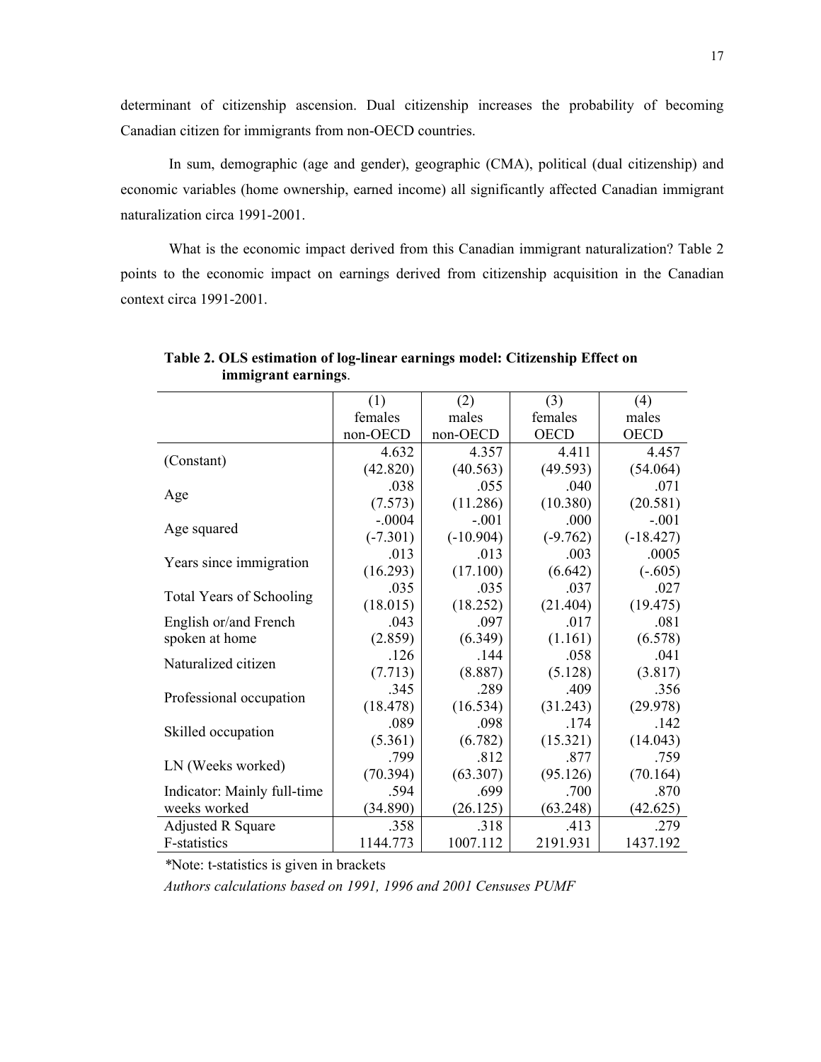determinant of citizenship ascension. Dual citizenship increases the probability of becoming Canadian citizen for immigrants from non-OECD countries.

In sum, demographic (age and gender), geographic (CMA), political (dual citizenship) and economic variables (home ownership, earned income) all significantly affected Canadian immigrant naturalization circa 1991-2001.

What is the economic impact derived from this Canadian immigrant naturalization? Table 2 points to the economic impact on earnings derived from citizenship acquisition in the Canadian context circa 1991-2001.

**Table 2. OLS estimation of log-linear earnings model: Citizenship Effect on immigrant earnings**.

| | (1) females non-OECD | (2) males non-OECD | (3) females OECD | (4) males OECD |
|---|---|---|---|---|
| (Constant) | 4.632 | 4.357 | 4.411 | 4.457 |
| | (42.820) | (40.563) | (49.593) | (54.064) |
| Age | .038 | .055 | .040 | .071 |
| | (7.573) | (11.286) | (10.380) | (20.581) |
| Age squared | -.0004 | -.001 | .000 | -.001 |
| | (-7.301) | (-10.904) | (-9.762) | (-18.427) |
| Years since immigration | .013 | .013 | .003 | .0005 |
| | (16.293) | (17.100) | (6.642) | (-.605) |
| Total Years of Schooling | .035 | .035 | .037 | .027 |
| | (18.015) | (18.252) | (21.404) | (19.475) |
| English or/and French spoken at home | .043 | .097 | .017 | .081 |
| | (2.859) | (6.349) | (1.161) | (6.578) |
| Naturalized citizen | .126 | .144 | .058 | .041 |
| | (7.713) | (8.887) | (5.128) | (3.817) |
| Professional occupation | .345 | .289 | .409 | .356 |
| | (18.478) | (16.534) | (31.243) | (29.978) |
| Skilled occupation | .089 | .098 | .174 | .142 |
| | (5.361) | (6.782) | (15.321) | (14.043) |
| LN (Weeks worked) | .799 | .812 | .877 | .759 |
| | (70.394) | (63.307) | (95.126) | (70.164) |
| Indicator: Mainly full-time weeks worked | .594 | .699 | .700 | .870 |
| | (34.890) | (26.125) | (63.248) | (42.625) |
| Adjusted R Square | .358 | .318 | .413 | .279 |
| F-statistics | 1144.773 | 1007.112 | 2191.931 | 1437.192 |

*Note: t-statistics is given in brackets

*Authors calculations based on 1991, 1996 and 2001 Censuses PUMF*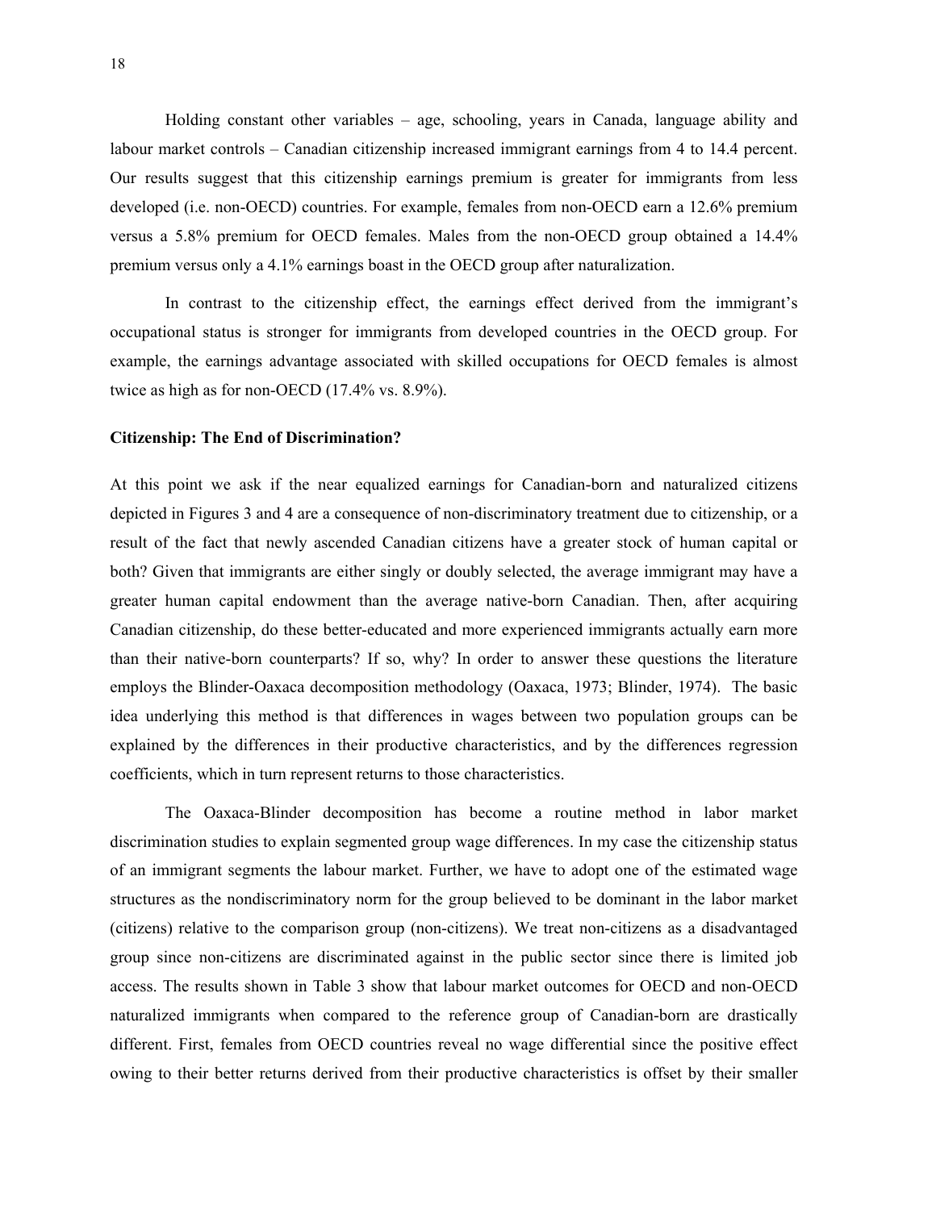Holding constant other variables – age, schooling, years in Canada, language ability and labour market controls – Canadian citizenship increased immigrant earnings from 4 to 14.4 percent. Our results suggest that this citizenship earnings premium is greater for immigrants from less developed (i.e. non-OECD) countries. For example, females from non-OECD earn a 12.6% premium versus a 5.8% premium for OECD females. Males from the non-OECD group obtained a 14.4% premium versus only a 4.1% earnings boast in the OECD group after naturalization.

In contrast to the citizenship effect, the earnings effect derived from the immigrant's occupational status is stronger for immigrants from developed countries in the OECD group. For example, the earnings advantage associated with skilled occupations for OECD females is almost twice as high as for non-OECD (17.4% vs. 8.9%).

**Citizenship: The End of Discrimination?**

At this point we ask if the near equalized earnings for Canadian-born and naturalized citizens depicted in Figures 3 and 4 are a consequence of non-discriminatory treatment due to citizenship, or a result of the fact that newly ascended Canadian citizens have a greater stock of human capital or both? Given that immigrants are either singly or doubly selected, the average immigrant may have a greater human capital endowment than the average native-born Canadian. Then, after acquiring Canadian citizenship, do these better-educated and more experienced immigrants actually earn more than their native-born counterparts? If so, why? In order to answer these questions the literature employs the Blinder-Oaxaca decomposition methodology (Oaxaca, 1973; Blinder, 1974). The basic idea underlying this method is that differences in wages between two population groups can be explained by the differences in their productive characteristics, and by the differences regression coefficients, which in turn represent returns to those characteristics.

The Oaxaca-Blinder decomposition has become a routine method in labor market discrimination studies to explain segmented group wage differences. In my case the citizenship status of an immigrant segments the labour market. Further, we have to adopt one of the estimated wage structures as the nondiscriminatory norm for the group believed to be dominant in the labor market (citizens) relative to the comparison group (non-citizens). We treat non-citizens as a disadvantaged group since non-citizens are discriminated against in the public sector since there is limited job access. The results shown in Table 3 show that labour market outcomes for OECD and non-OECD naturalized immigrants when compared to the reference group of Canadian-born are drastically different. First, females from OECD countries reveal no wage differential since the positive effect owing to their better returns derived from their productive characteristics is offset by their smaller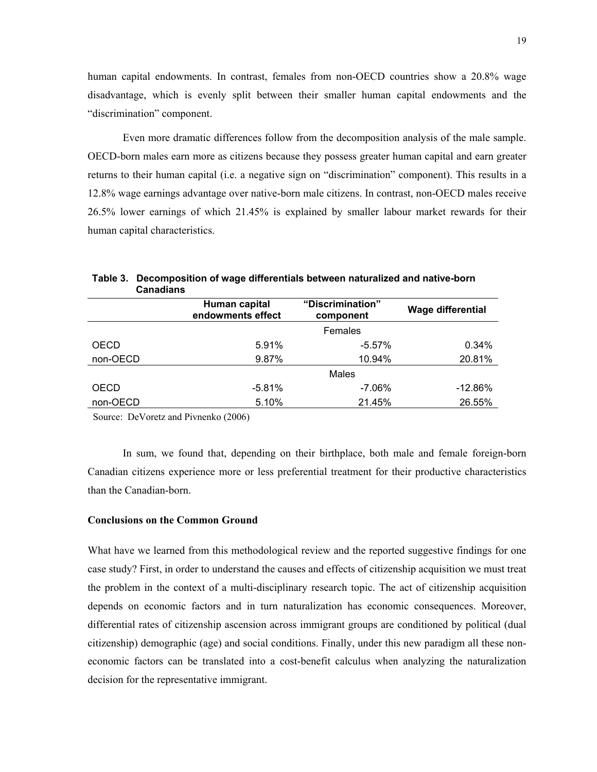human capital endowments. In contrast, females from non-OECD countries show a 20.8% wage disadvantage, which is evenly split between their smaller human capital endowments and the "discrimination" component.

Even more dramatic differences follow from the decomposition analysis of the male sample. OECD-born males earn more as citizens because they possess greater human capital and earn greater returns to their human capital (i.e. a negative sign on "discrimination" component). This results in a 12.8% wage earnings advantage over native-born male citizens. In contrast, non-OECD males receive 26.5% lower earnings of which 21.45% is explained by smaller labour market rewards for their human capital characteristics.

**Table 3. Decomposition of wage differentials between naturalized and native-born Canadians**

| | Human capital endowments effect | "Discrimination" component | Wage differential |
|---|---|---|---|
| | | Females | |
| OECD | 5.91% | -5.57% | 0.34% |
| non-OECD | 9.87% | 10.94% | 20.81% |
| | | Males | |
| OECD | -5.81% | -7.06% | -12.86% |
| non-OECD | 5.10% | 21.45% | 26.55% |

Source: DeVoretz and Pivnenko (2006)

In sum, we found that, depending on their birthplace, both male and female foreign-born Canadian citizens experience more or less preferential treatment for their productive characteristics than the Canadian-born.

### Conclusions on the Common Ground

What have we learned from this methodological review and the reported suggestive findings for one case study? First, in order to understand the causes and effects of citizenship acquisition we must treat the problem in the context of a multi-disciplinary research topic. The act of citizenship acquisition depends on economic factors and in turn naturalization has economic consequences. Moreover, differential rates of citizenship ascension across immigrant groups are conditioned by political (dual citizenship) demographic (age) and social conditions. Finally, under this new paradigm all these non-economic factors can be translated into a cost-benefit calculus when analyzing the naturalization decision for the representative immigrant.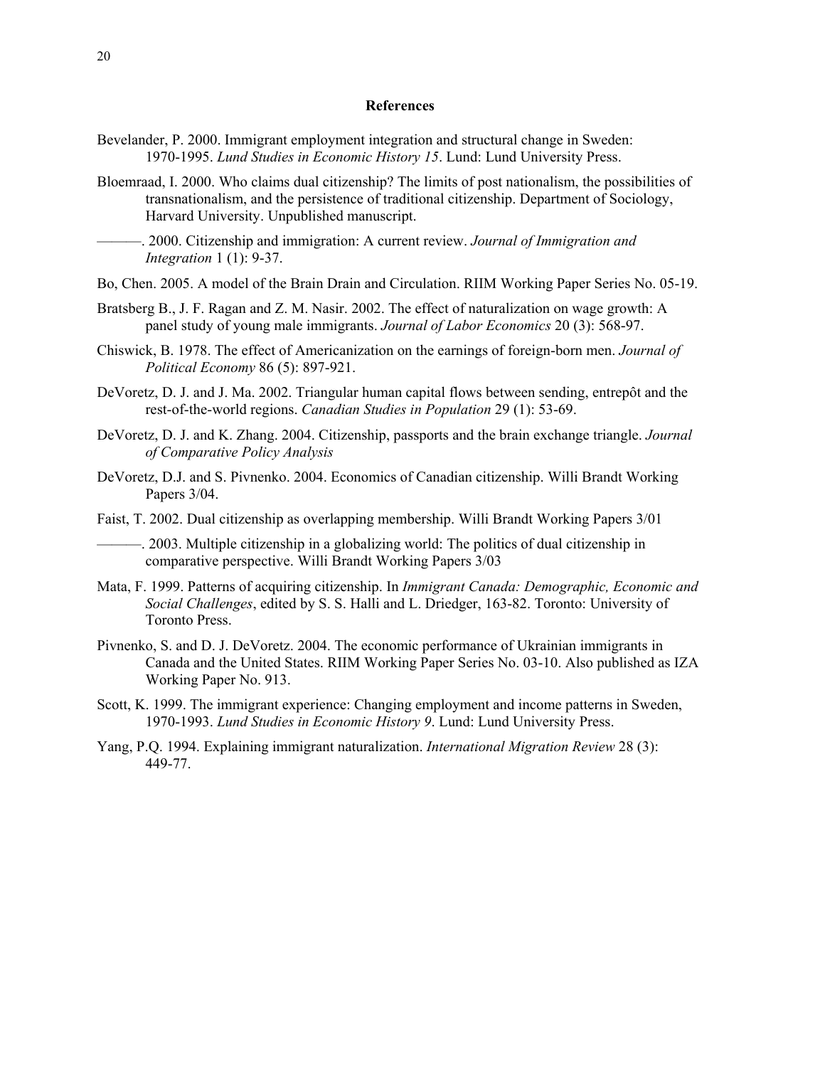## References

Bevelander, P. 2000. Immigrant employment integration and structural change in Sweden: 1970-1995. *Lund Studies in Economic History 15*. Lund: Lund University Press.

Bloemraad, I. 2000. Who claims dual citizenship? The limits of post nationalism, the possibilities of transnationalism, and the persistence of traditional citizenship. Department of Sociology, Harvard University. Unpublished manuscript.

———. 2000. Citizenship and immigration: A current review. *Journal of Immigration and Integration* 1 (1): 9-37.

Bo, Chen. 2005. A model of the Brain Drain and Circulation. RIIM Working Paper Series No. 05-19.

Bratsberg B., J. F. Ragan and Z. M. Nasir. 2002. The effect of naturalization on wage growth: A panel study of young male immigrants. *Journal of Labor Economics* 20 (3): 568-97.

Chiswick, B. 1978. The effect of Americanization on the earnings of foreign-born men. *Journal of Political Economy* 86 (5): 897-921.

DeVoretz, D. J. and J. Ma. 2002. Triangular human capital flows between sending, entrepôt and the rest-of-the-world regions. *Canadian Studies in Population* 29 (1): 53-69.

DeVoretz, D. J. and K. Zhang. 2004. Citizenship, passports and the brain exchange triangle. *Journal of Comparative Policy Analysis*

DeVoretz, D.J. and S. Pivnenko. 2004. Economics of Canadian citizenship. Willi Brandt Working Papers 3/04.

Faist, T. 2002. Dual citizenship as overlapping membership. Willi Brandt Working Papers 3/01

———. 2003. Multiple citizenship in a globalizing world: The politics of dual citizenship in comparative perspective. Willi Brandt Working Papers 3/03

Mata, F. 1999. Patterns of acquiring citizenship. In *Immigrant Canada: Demographic, Economic and Social Challenges*, edited by S. S. Halli and L. Driedger, 163-82. Toronto: University of Toronto Press.

Pivnenko, S. and D. J. DeVoretz. 2004. The economic performance of Ukrainian immigrants in Canada and the United States. RIIM Working Paper Series No. 03-10. Also published as IZA Working Paper No. 913.

Scott, K. 1999. The immigrant experience: Changing employment and income patterns in Sweden, 1970-1993. *Lund Studies in Economic History 9*. Lund: Lund University Press.

Yang, P.Q. 1994. Explaining immigrant naturalization. *International Migration Review* 28 (3): 449-77.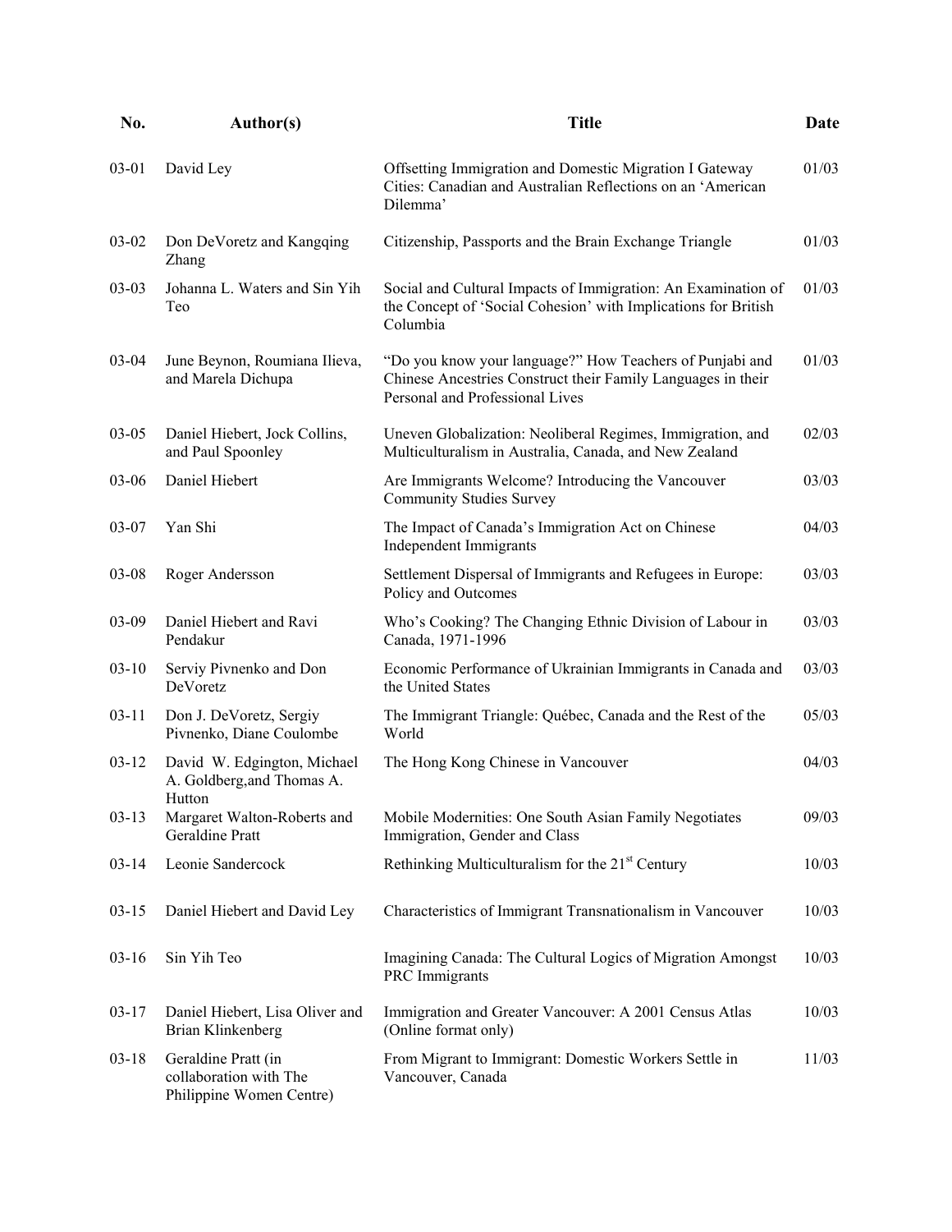| No. | Author(s) | Title | Date |
|---|---|---|---|
| 03-01 | David Ley | Offsetting Immigration and Domestic Migration I Gateway Cities: Canadian and Australian Reflections on an 'American Dilemma' | 01/03 |
| 03-02 | Don DeVoretz and Kangqing Zhang | Citizenship, Passports and the Brain Exchange Triangle | 01/03 |
| 03-03 | Johanna L. Waters and Sin Yih Teo | Social and Cultural Impacts of Immigration: An Examination of the Concept of 'Social Cohesion' with Implications for British Columbia | 01/03 |
| 03-04 | June Beynon, Roumiana Ilieva, and Marela Dichupa | "Do you know your language?" How Teachers of Punjabi and Chinese Ancestries Construct their Family Languages in their Personal and Professional Lives | 01/03 |
| 03-05 | Daniel Hiebert, Jock Collins, and Paul Spoonley | Uneven Globalization: Neoliberal Regimes, Immigration, and Multiculturalism in Australia, Canada, and New Zealand | 02/03 |
| 03-06 | Daniel Hiebert | Are Immigrants Welcome? Introducing the Vancouver Community Studies Survey | 03/03 |
| 03-07 | Yan Shi | The Impact of Canada's Immigration Act on Chinese Independent Immigrants | 04/03 |
| 03-08 | Roger Andersson | Settlement Dispersal of Immigrants and Refugees in Europe: Policy and Outcomes | 03/03 |
| 03-09 | Daniel Hiebert and Ravi Pendakur | Who's Cooking? The Changing Ethnic Division of Labour in Canada, 1971-1996 | 03/03 |
| 03-10 | Serviy Pivnenko and Don DeVoretz | Economic Performance of Ukrainian Immigrants in Canada and the United States | 03/03 |
| 03-11 | Don J. DeVoretz, Sergiy Pivnenko, Diane Coulombe | The Immigrant Triangle: Québec, Canada and the Rest of the World | 05/03 |
| 03-12 | David W. Edgington, Michael A. Goldberg,and Thomas A. Hutton | The Hong Kong Chinese in Vancouver | 04/03 |
| 03-13 | Margaret Walton-Roberts and Geraldine Pratt | Mobile Modernities: One South Asian Family Negotiates Immigration, Gender and Class | 09/03 |
| 03-14 | Leonie Sandercock | Rethinking Multiculturalism for the 21st Century | 10/03 |
| 03-15 | Daniel Hiebert and David Ley | Characteristics of Immigrant Transnationalism in Vancouver | 10/03 |
| 03-16 | Sin Yih Teo | Imagining Canada: The Cultural Logics of Migration Amongst PRC Immigrants | 10/03 |
| 03-17 | Daniel Hiebert, Lisa Oliver and Brian Klinkenberg | Immigration and Greater Vancouver: A 2001 Census Atlas (Online format only) | 10/03 |
| 03-18 | Geraldine Pratt (in collaboration with The Philippine Women Centre) | From Migrant to Immigrant: Domestic Workers Settle in Vancouver, Canada | 11/03 |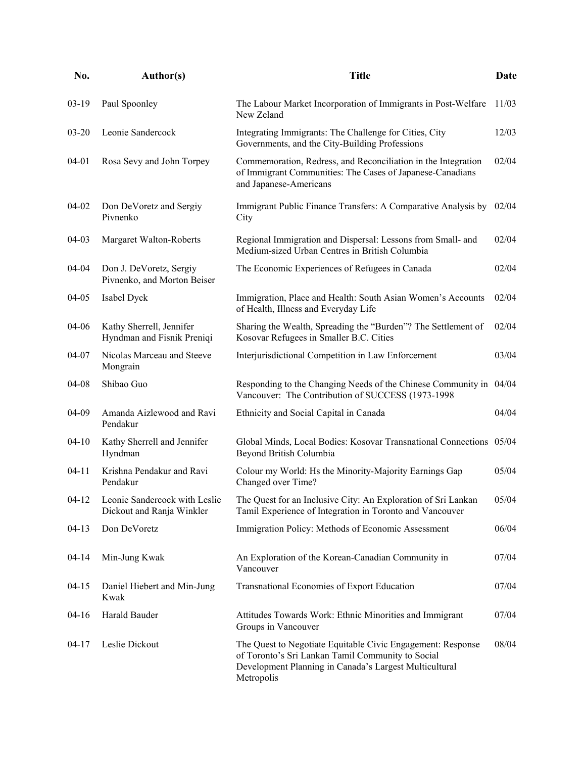| No. | Author(s) | Title | Date |
|---|---|---|---|
| 03-19 | Paul Spoonley | The Labour Market Incorporation of Immigrants in Post-Welfare New Zeland | 11/03 |
| 03-20 | Leonie Sandercock | Integrating Immigrants: The Challenge for Cities, City Governments, and the City-Building Professions | 12/03 |
| 04-01 | Rosa Sevy and John Torpey | Commemoration, Redress, and Reconciliation in the Integration of Immigrant Communities: The Cases of Japanese-Canadians and Japanese-Americans | 02/04 |
| 04-02 | Don DeVoretz and Sergiy Pivnenko | Immigrant Public Finance Transfers: A Comparative Analysis by City | 02/04 |
| 04-03 | Margaret Walton-Roberts | Regional Immigration and Dispersal: Lessons from Small- and Medium-sized Urban Centres in British Columbia | 02/04 |
| 04-04 | Don J. DeVoretz, Sergiy Pivnenko, and Morton Beiser | The Economic Experiences of Refugees in Canada | 02/04 |
| 04-05 | Isabel Dyck | Immigration, Place and Health: South Asian Women's Accounts of Health, Illness and Everyday Life | 02/04 |
| 04-06 | Kathy Sherrell, Jennifer Hyndman and Fisnik Preniqi | Sharing the Wealth, Spreading the "Burden"? The Settlement of Kosovar Refugees in Smaller B.C. Cities | 02/04 |
| 04-07 | Nicolas Marceau and Steeve Mongrain | Interjurisdictional Competition in Law Enforcement | 03/04 |
| 04-08 | Shibao Guo | Responding to the Changing Needs of the Chinese Community in Vancouver: The Contribution of SUCCESS (1973-1998 | 04/04 |
| 04-09 | Amanda Aizlewood and Ravi Pendakur | Ethnicity and Social Capital in Canada | 04/04 |
| 04-10 | Kathy Sherrell and Jennifer Hyndman | Global Minds, Local Bodies: Kosovar Transnational Connections Beyond British Columbia | 05/04 |
| 04-11 | Krishna Pendakur and Ravi Pendakur | Colour my World: Hs the Minority-Majority Earnings Gap Changed over Time? | 05/04 |
| 04-12 | Leonie Sandercock with Leslie Dickout and Ranja Winkler | The Quest for an Inclusive City: An Exploration of Sri Lankan Tamil Experience of Integration in Toronto and Vancouver | 05/04 |
| 04-13 | Don DeVoretz | Immigration Policy: Methods of Economic Assessment | 06/04 |
| 04-14 | Min-Jung Kwak | An Exploration of the Korean-Canadian Community in Vancouver | 07/04 |
| 04-15 | Daniel Hiebert and Min-Jung Kwak | Transnational Economies of Export Education | 07/04 |
| 04-16 | Harald Bauder | Attitudes Towards Work: Ethnic Minorities and Immigrant Groups in Vancouver | 07/04 |
| 04-17 | Leslie Dickout | The Quest to Negotiate Equitable Civic Engagement: Response of Toronto's Sri Lankan Tamil Community to Social Development Planning in Canada's Largest Multicultural Metropolis | 08/04 |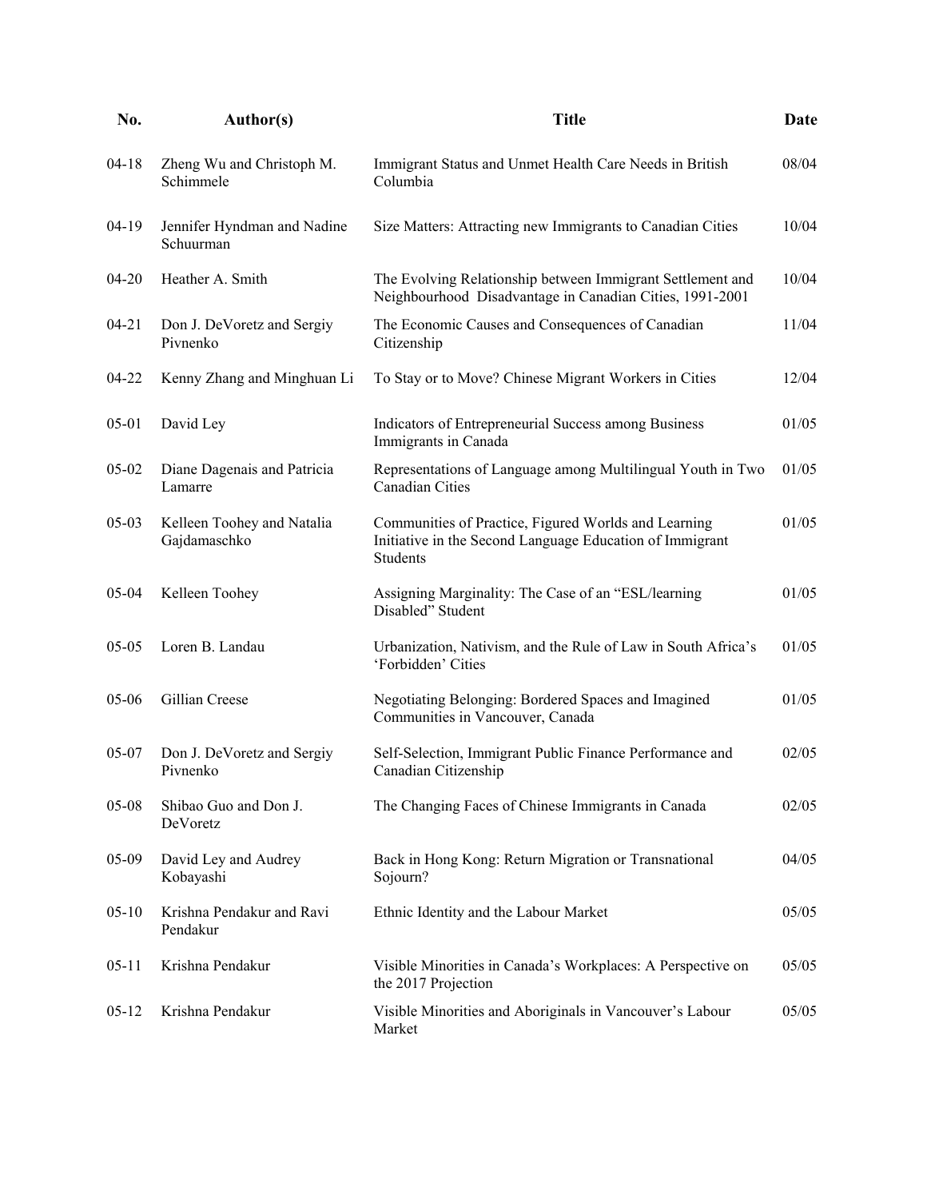| No. | Author(s) | Title | Date |
| --- | --- | --- | --- |
| 04-18 | Zheng Wu and Christoph M. Schimmele | Immigrant Status and Unmet Health Care Needs in British Columbia | 08/04 |
| 04-19 | Jennifer Hyndman and Nadine Schuurman | Size Matters: Attracting new Immigrants to Canadian Cities | 10/04 |
| 04-20 | Heather A. Smith | The Evolving Relationship between Immigrant Settlement and Neighbourhood Disadvantage in Canadian Cities, 1991-2001 | 10/04 |
| 04-21 | Don J. DeVoretz and Sergiy Pivnenko | The Economic Causes and Consequences of Canadian Citizenship | 11/04 |
| 04-22 | Kenny Zhang and Minghuan Li | To Stay or to Move? Chinese Migrant Workers in Cities | 12/04 |
| 05-01 | David Ley | Indicators of Entrepreneurial Success among Business Immigrants in Canada | 01/05 |
| 05-02 | Diane Dagenais and Patricia Lamarre | Representations of Language among Multilingual Youth in Two Canadian Cities | 01/05 |
| 05-03 | Kelleen Toohey and Natalia Gajdamaschko | Communities of Practice, Figured Worlds and Learning Initiative in the Second Language Education of Immigrant Students | 01/05 |
| 05-04 | Kelleen Toohey | Assigning Marginality: The Case of an "ESL/learning Disabled" Student | 01/05 |
| 05-05 | Loren B. Landau | Urbanization, Nativism, and the Rule of Law in South Africa's 'Forbidden' Cities | 01/05 |
| 05-06 | Gillian Creese | Negotiating Belonging: Bordered Spaces and Imagined Communities in Vancouver, Canada | 01/05 |
| 05-07 | Don J. DeVoretz and Sergiy Pivnenko | Self-Selection, Immigrant Public Finance Performance and Canadian Citizenship | 02/05 |
| 05-08 | Shibao Guo and Don J. DeVoretz | The Changing Faces of Chinese Immigrants in Canada | 02/05 |
| 05-09 | David Ley and Audrey Kobayashi | Back in Hong Kong: Return Migration or Transnational Sojourn? | 04/05 |
| 05-10 | Krishna Pendakur and Ravi Pendakur | Ethnic Identity and the Labour Market | 05/05 |
| 05-11 | Krishna Pendakur | Visible Minorities in Canada's Workplaces: A Perspective on the 2017 Projection | 05/05 |
| 05-12 | Krishna Pendakur | Visible Minorities and Aboriginals in Vancouver's Labour Market | 05/05 |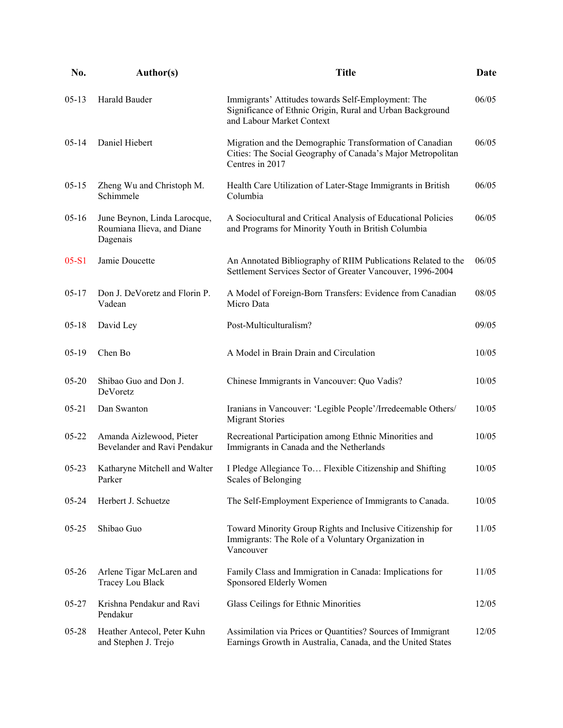| No. | Author(s) | Title | Date |
|---|---|---|---|
| 05-13 | Harald Bauder | Immigrants' Attitudes towards Self-Employment: The Significance of Ethnic Origin, Rural and Urban Background and Labour Market Context | 06/05 |
| 05-14 | Daniel Hiebert | Migration and the Demographic Transformation of Canadian Cities: The Social Geography of Canada's Major Metropolitan Centres in 2017 | 06/05 |
| 05-15 | Zheng Wu and Christoph M. Schimmele | Health Care Utilization of Later-Stage Immigrants in British Columbia | 06/05 |
| 05-16 | June Beynon, Linda Larocque, Roumiana Ilieva, and Diane Dagenais | A Sociocultural and Critical Analysis of Educational Policies and Programs for Minority Youth in British Columbia | 06/05 |
| 05-S1 | Jamie Doucette | An Annotated Bibliography of RIIM Publications Related to the Settlement Services Sector of Greater Vancouver, 1996-2004 | 06/05 |
| 05-17 | Don J. DeVoretz and Florin P. Vadean | A Model of Foreign-Born Transfers: Evidence from Canadian Micro Data | 08/05 |
| 05-18 | David Ley | Post-Multiculturalism? | 09/05 |
| 05-19 | Chen Bo | A Model in Brain Drain and Circulation | 10/05 |
| 05-20 | Shibao Guo and Don J. DeVoretz | Chinese Immigrants in Vancouver: Quo Vadis? | 10/05 |
| 05-21 | Dan Swanton | Iranians in Vancouver: 'Legible People'/Irredeemable Others/ Migrant Stories | 10/05 |
| 05-22 | Amanda Aizlewood, Pieter Bevelander and Ravi Pendakur | Recreational Participation among Ethnic Minorities and Immigrants in Canada and the Netherlands | 10/05 |
| 05-23 | Katharyne Mitchell and Walter Parker | I Pledge Allegiance To… Flexible Citizenship and Shifting Scales of Belonging | 10/05 |
| 05-24 | Herbert J. Schuetze | The Self-Employment Experience of Immigrants to Canada. | 10/05 |
| 05-25 | Shibao Guo | Toward Minority Group Rights and Inclusive Citizenship for Immigrants: The Role of a Voluntary Organization in Vancouver | 11/05 |
| 05-26 | Arlene Tigar McLaren and Tracey Lou Black | Family Class and Immigration in Canada: Implications for Sponsored Elderly Women | 11/05 |
| 05-27 | Krishna Pendakur and Ravi Pendakur | Glass Ceilings for Ethnic Minorities | 12/05 |
| 05-28 | Heather Antecol, Peter Kuhn and Stephen J. Trejo | Assimilation via Prices or Quantities? Sources of Immigrant Earnings Growth in Australia, Canada, and the United States | 12/05 |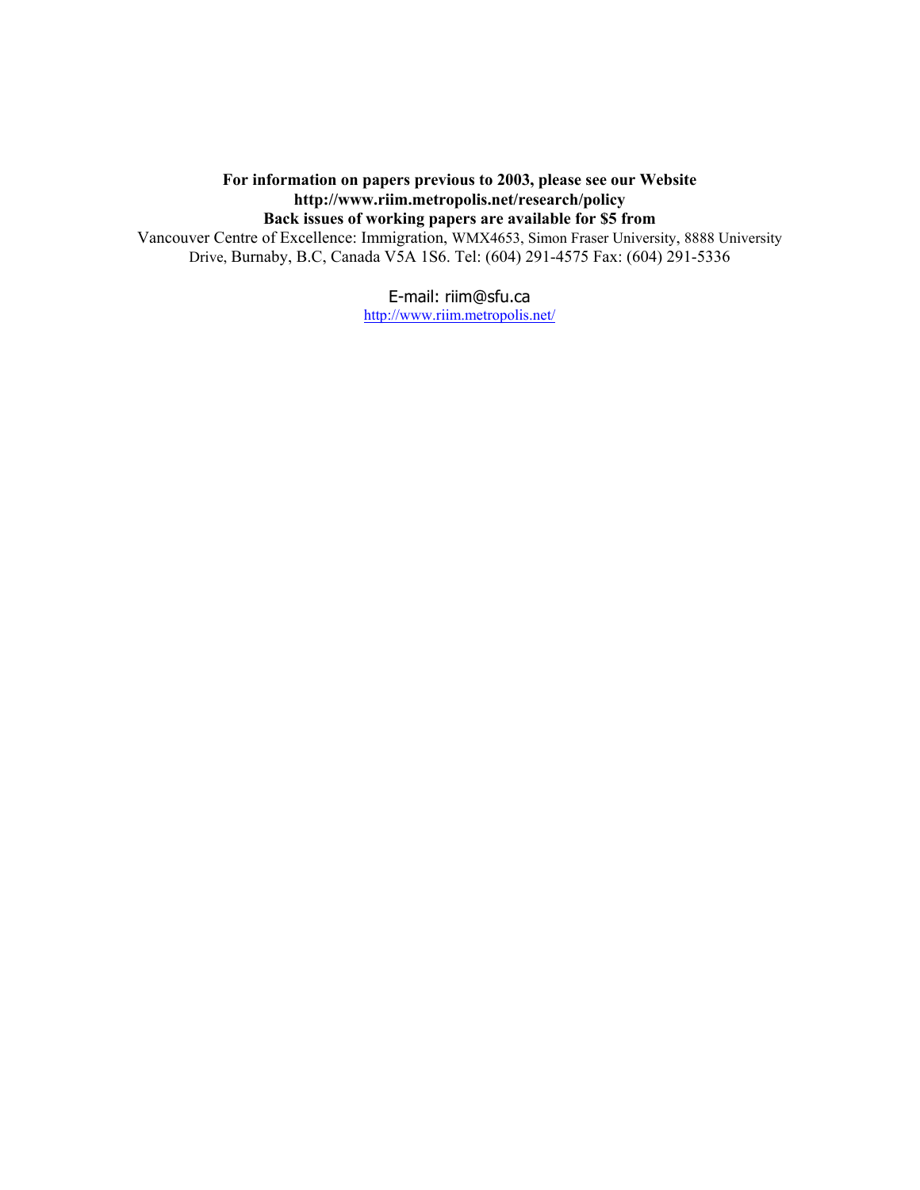**For information on papers previous to 2003, please see our Website**
**http://www.riim.metropolis.net/research/policy**
**Back issues of working papers are available for $5 from**
Vancouver Centre of Excellence: Immigration, WMX4653, Simon Fraser University, 8888 University Drive, Burnaby, B.C, Canada V5A 1S6. Tel: (604) 291-4575 Fax: (604) 291-5336

E-mail: riim@sfu.ca
http://www.riim.metropolis.net/